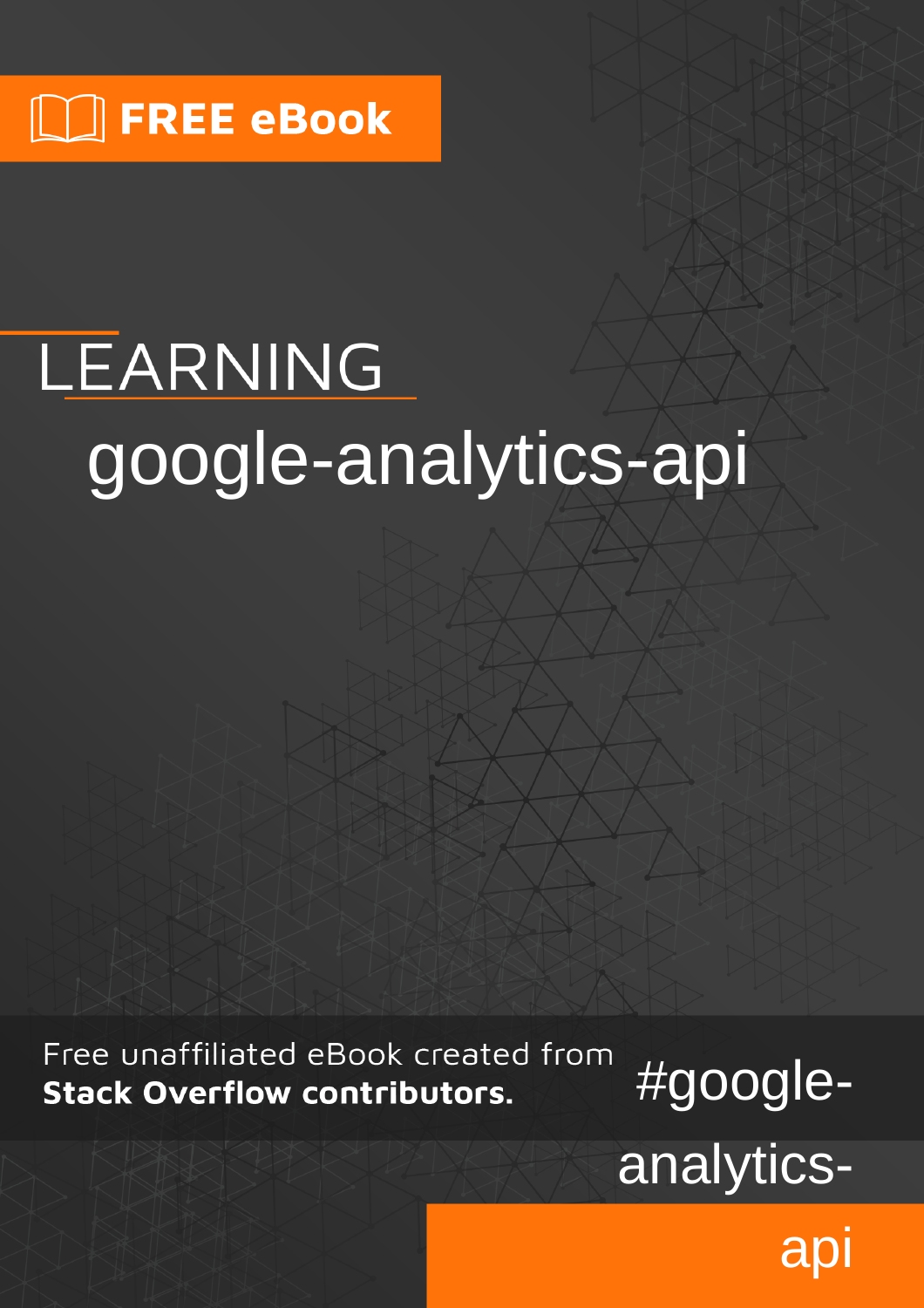FREE eBook

# LEARNING google-analytics-api

Free unaffiliated eBook created from **Stack Overflow contributors.**

#google-analytics-api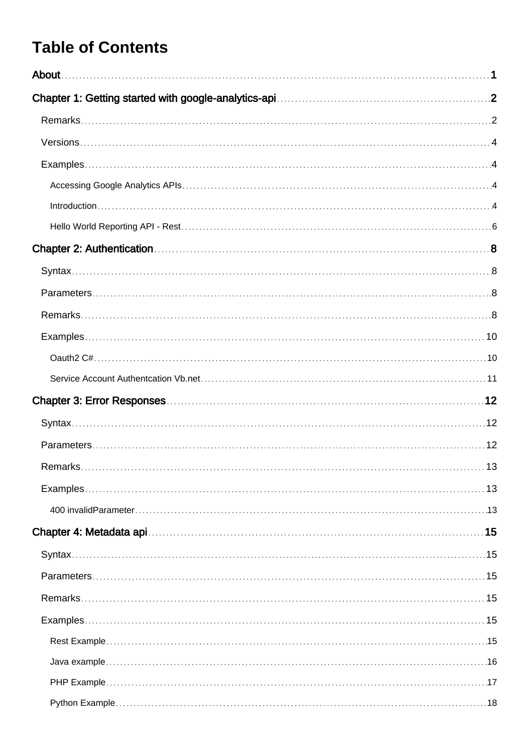# Table of Contents

About ... 1

Chapter 1: Getting started with google-analytics-api ... 2

- Remarks ... 2
- Versions ... 4
- Examples ... 4
  - Accessing Google Analytics APIs ... 4
  - Introduction ... 4
  - Hello World Reporting API - Rest ... 6

Chapter 2: Authentication ... 8

- Syntax ... 8
- Parameters ... 8
- Remarks ... 8
- Examples ... 10
  - Oauth2 C# ... 10
  - Service Account Authentcation Vb.net ... 11

Chapter 3: Error Responses ... 12

- Syntax ... 12
- Parameters ... 12
- Remarks ... 13
- Examples ... 13
  - 400 invalidParameter ... 13

Chapter 4: Metadata api ... 15

- Syntax ... 15
- Parameters ... 15
- Remarks ... 15
- Examples ... 15
  - Rest Example ... 15
  - Java example ... 16
  - PHP Example ... 17
  - Python Example ... 18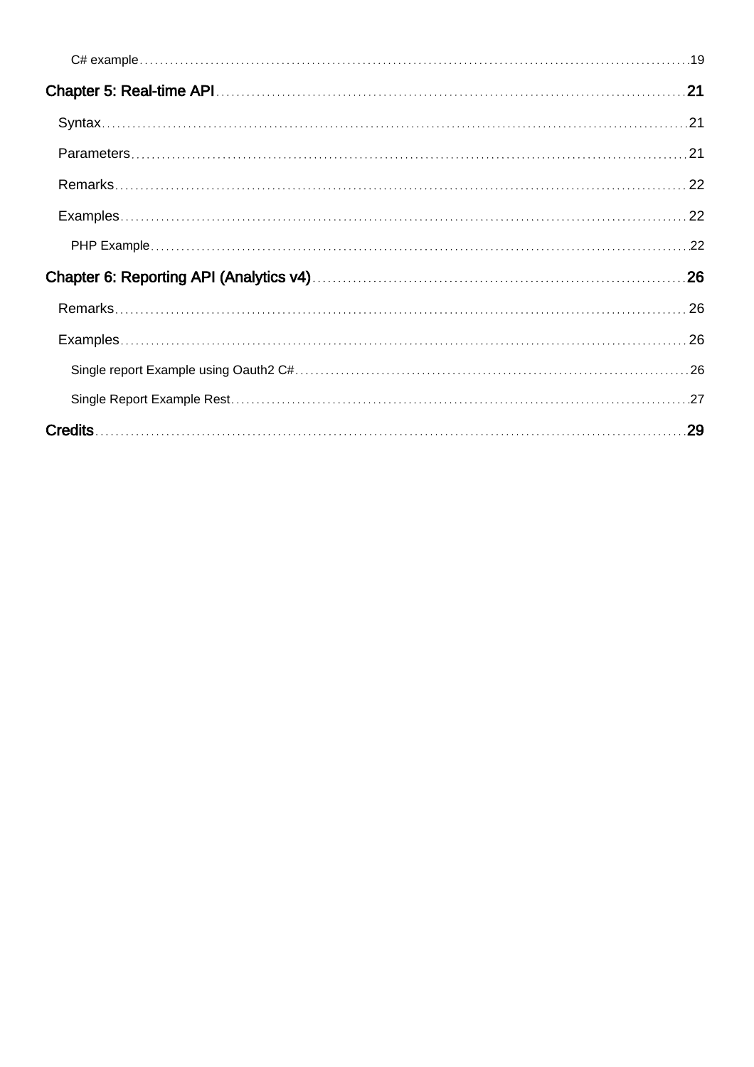C# example ..... 19

**Chapter 5: Real-time API ..... 21**

Syntax ..... 21

Parameters ..... 21

Remarks ..... 22

Examples ..... 22

PHP Example ..... 22

**Chapter 6: Reporting API (Analytics v4) ..... 26**

Remarks ..... 26

Examples ..... 26

Single report Example using Oauth2 C# ..... 26

Single Report Example Rest ..... 27

**Credits ..... 29**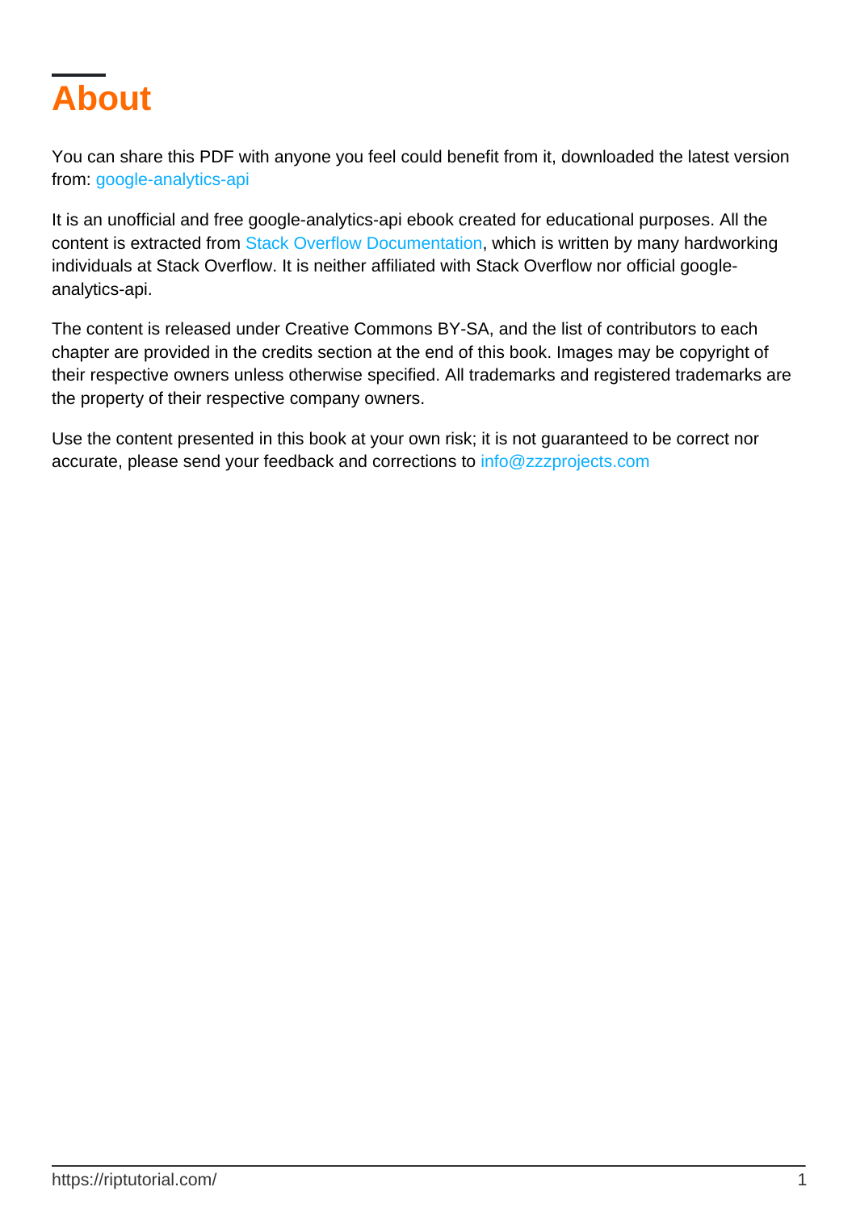# About

You can share this PDF with anyone you feel could benefit from it, downloaded the latest version from: google-analytics-api

It is an unofficial and free google-analytics-api ebook created for educational purposes. All the content is extracted from Stack Overflow Documentation, which is written by many hardworking individuals at Stack Overflow. It is neither affiliated with Stack Overflow nor official google-analytics-api.

The content is released under Creative Commons BY-SA, and the list of contributors to each chapter are provided in the credits section at the end of this book. Images may be copyright of their respective owners unless otherwise specified. All trademarks and registered trademarks are the property of their respective company owners.

Use the content presented in this book at your own risk; it is not guaranteed to be correct nor accurate, please send your feedback and corrections to info@zzzprojects.com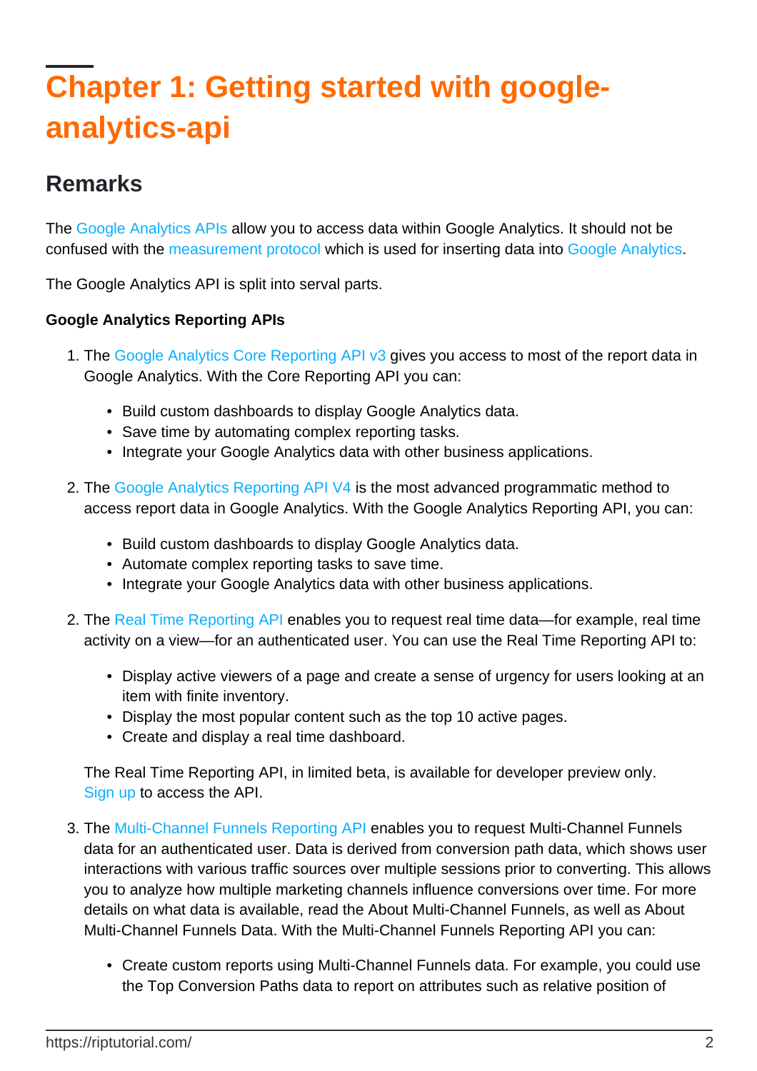# Chapter 1: Getting started with google-analytics-api

## Remarks

The Google Analytics APIs allow you to access data within Google Analytics. It should not be confused with the measurement protocol which is used for inserting data into Google Analytics.

The Google Analytics API is split into serval parts.

**Google Analytics Reporting APIs**

1. The Google Analytics Core Reporting API v3 gives you access to most of the report data in Google Analytics. With the Core Reporting API you can:

   - Build custom dashboards to display Google Analytics data.
   - Save time by automating complex reporting tasks.
   - Integrate your Google Analytics data with other business applications.

2. The Google Analytics Reporting API V4 is the most advanced programmatic method to access report data in Google Analytics. With the Google Analytics Reporting API, you can:

   - Build custom dashboards to display Google Analytics data.
   - Automate complex reporting tasks to save time.
   - Integrate your Google Analytics data with other business applications.

2. The Real Time Reporting API enables you to request real time data—for example, real time activity on a view—for an authenticated user. You can use the Real Time Reporting API to:

   - Display active viewers of a page and create a sense of urgency for users looking at an item with finite inventory.
   - Display the most popular content such as the top 10 active pages.
   - Create and display a real time dashboard.

   The Real Time Reporting API, in limited beta, is available for developer preview only. Sign up to access the API.

3. The Multi-Channel Funnels Reporting API enables you to request Multi-Channel Funnels data for an authenticated user. Data is derived from conversion path data, which shows user interactions with various traffic sources over multiple sessions prior to converting. This allows you to analyze how multiple marketing channels influence conversions over time. For more details on what data is available, read the About Multi-Channel Funnels, as well as About Multi-Channel Funnels Data. With the Multi-Channel Funnels Reporting API you can:

   - Create custom reports using Multi-Channel Funnels data. For example, you could use the Top Conversion Paths data to report on attributes such as relative position of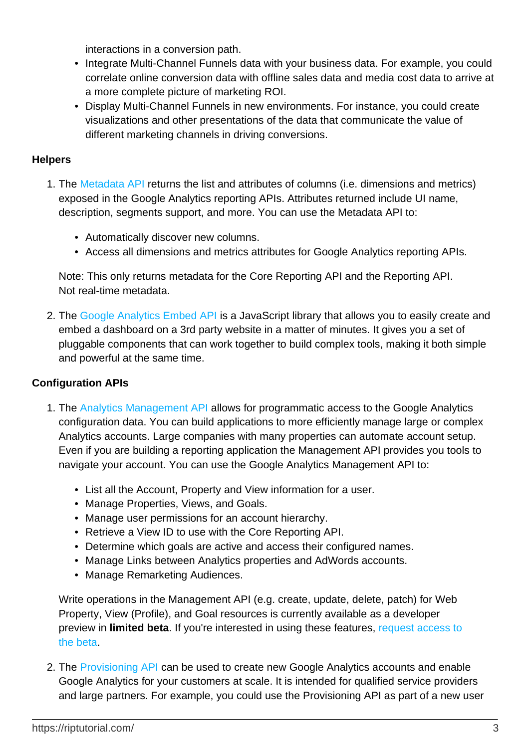interactions in a conversion path.

- Integrate Multi-Channel Funnels data with your business data. For example, you could correlate online conversion data with offline sales data and media cost data to arrive at a more complete picture of marketing ROI.
- Display Multi-Channel Funnels in new environments. For instance, you could create visualizations and other presentations of the data that communicate the value of different marketing channels in driving conversions.

**Helpers**

1. The Metadata API returns the list and attributes of columns (i.e. dimensions and metrics) exposed in the Google Analytics reporting APIs. Attributes returned include UI name, description, segments support, and more. You can use the Metadata API to:

    - Automatically discover new columns.
    - Access all dimensions and metrics attributes for Google Analytics reporting APIs.

    Note: This only returns metadata for the Core Reporting API and the Reporting API. Not real-time metadata.

2. The Google Analytics Embed API is a JavaScript library that allows you to easily create and embed a dashboard on a 3rd party website in a matter of minutes. It gives you a set of pluggable components that can work together to build complex tools, making it both simple and powerful at the same time.

**Configuration APIs**

1. The Analytics Management API allows for programmatic access to the Google Analytics configuration data. You can build applications to more efficiently manage large or complex Analytics accounts. Large companies with many properties can automate account setup. Even if you are building a reporting application the Management API provides you tools to navigate your account. You can use the Google Analytics Management API to:

    - List all the Account, Property and View information for a user.
    - Manage Properties, Views, and Goals.
    - Manage user permissions for an account hierarchy.
    - Retrieve a View ID to use with the Core Reporting API.
    - Determine which goals are active and access their configured names.
    - Manage Links between Analytics properties and AdWords accounts.
    - Manage Remarketing Audiences.

    Write operations in the Management API (e.g. create, update, delete, patch) for Web Property, View (Profile), and Goal resources is currently available as a developer preview in **limited beta**. If you're interested in using these features, request access to the beta.

2. The Provisioning API can be used to create new Google Analytics accounts and enable Google Analytics for your customers at scale. It is intended for qualified service providers and large partners. For example, you could use the Provisioning API as part of a new user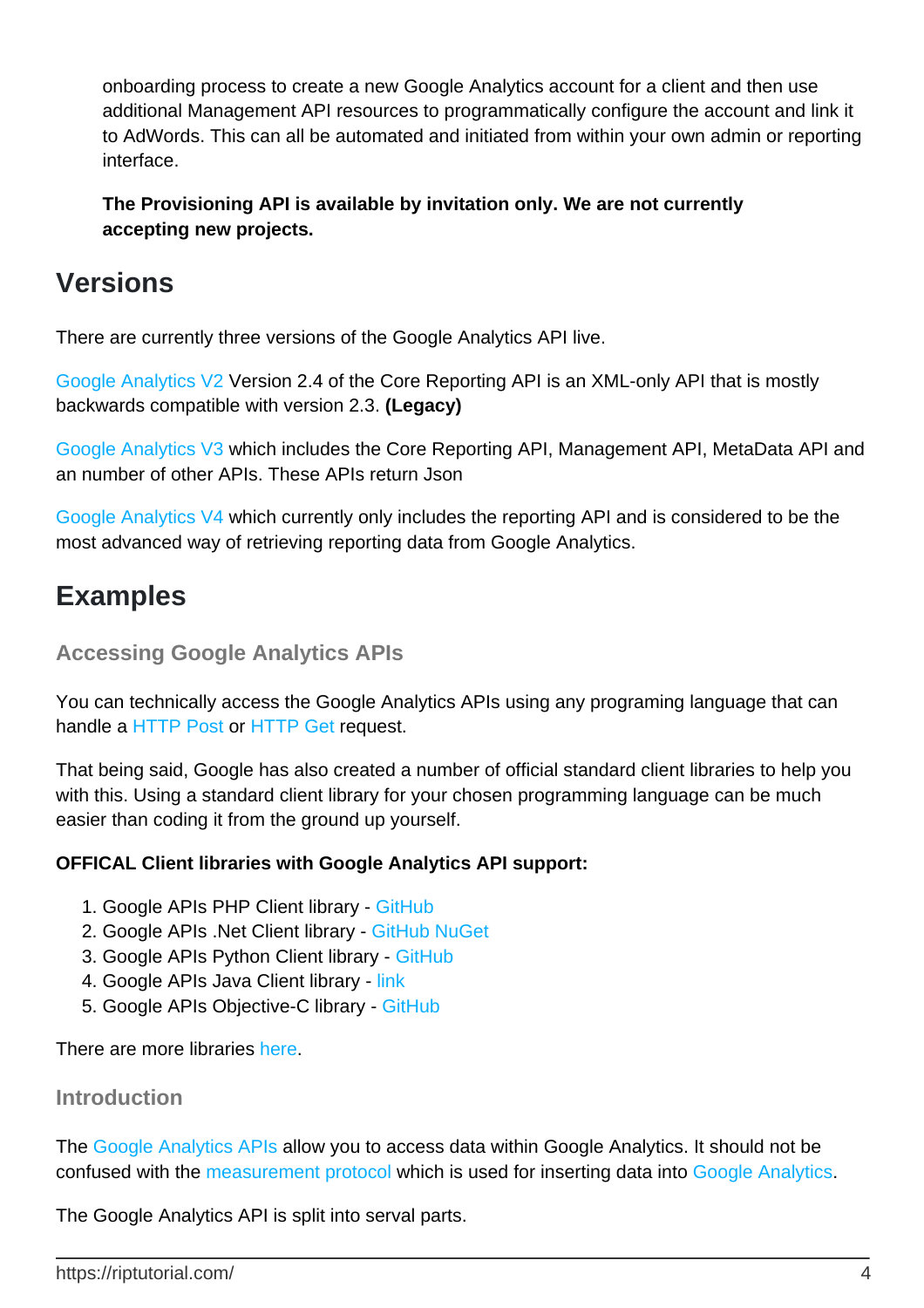onboarding process to create a new Google Analytics account for a client and then use additional Management API resources to programmatically configure the account and link it to AdWords. This can all be automated and initiated from within your own admin or reporting interface.

**The Provisioning API is available by invitation only. We are not currently accepting new projects.**

## Versions

There are currently three versions of the Google Analytics API live.

Google Analytics V2 Version 2.4 of the Core Reporting API is an XML-only API that is mostly backwards compatible with version 2.3. **(Legacy)**

Google Analytics V3 which includes the Core Reporting API, Management API, MetaData API and an number of other APIs. These APIs return Json

Google Analytics V4 which currently only includes the reporting API and is considered to be the most advanced way of retrieving reporting data from Google Analytics.

## Examples

### Accessing Google Analytics APIs

You can technically access the Google Analytics APIs using any programing language that can handle a HTTP Post or HTTP Get request.

That being said, Google has also created a number of official standard client libraries to help you with this. Using a standard client library for your chosen programming language can be much easier than coding it from the ground up yourself.

**OFFICAL Client libraries with Google Analytics API support:**

1. Google APIs PHP Client library - GitHub
2. Google APIs .Net Client library - GitHub NuGet
3. Google APIs Python Client library - GitHub
4. Google APIs Java Client library - link
5. Google APIs Objective-C library - GitHub

There are more libraries here.

### Introduction

The Google Analytics APIs allow you to access data within Google Analytics. It should not be confused with the measurement protocol which is used for inserting data into Google Analytics.

The Google Analytics API is split into serval parts.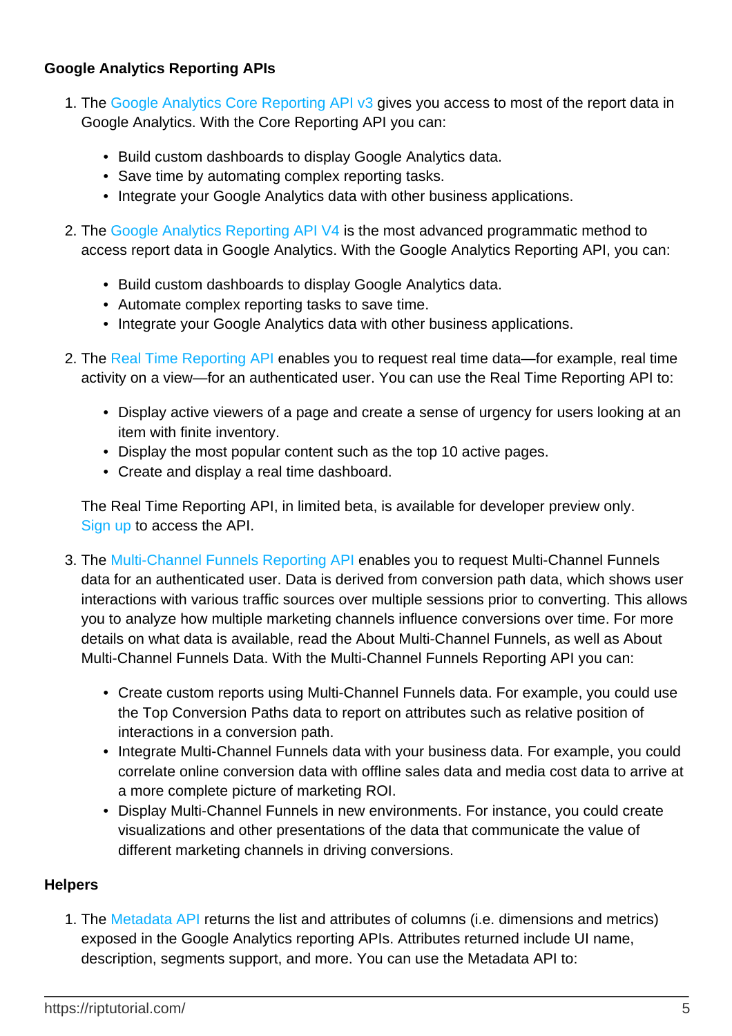**Google Analytics Reporting APIs**

1. The Google Analytics Core Reporting API v3 gives you access to most of the report data in Google Analytics. With the Core Reporting API you can:

    - Build custom dashboards to display Google Analytics data.
    - Save time by automating complex reporting tasks.
    - Integrate your Google Analytics data with other business applications.

2. The Google Analytics Reporting API V4 is the most advanced programmatic method to access report data in Google Analytics. With the Google Analytics Reporting API, you can:

    - Build custom dashboards to display Google Analytics data.
    - Automate complex reporting tasks to save time.
    - Integrate your Google Analytics data with other business applications.

2. The Real Time Reporting API enables you to request real time data—for example, real time activity on a view—for an authenticated user. You can use the Real Time Reporting API to:

    - Display active viewers of a page and create a sense of urgency for users looking at an item with finite inventory.
    - Display the most popular content such as the top 10 active pages.
    - Create and display a real time dashboard.

    The Real Time Reporting API, in limited beta, is available for developer preview only. Sign up to access the API.

3. The Multi-Channel Funnels Reporting API enables you to request Multi-Channel Funnels data for an authenticated user. Data is derived from conversion path data, which shows user interactions with various traffic sources over multiple sessions prior to converting. This allows you to analyze how multiple marketing channels influence conversions over time. For more details on what data is available, read the About Multi-Channel Funnels, as well as About Multi-Channel Funnels Data. With the Multi-Channel Funnels Reporting API you can:

    - Create custom reports using Multi-Channel Funnels data. For example, you could use the Top Conversion Paths data to report on attributes such as relative position of interactions in a conversion path.
    - Integrate Multi-Channel Funnels data with your business data. For example, you could correlate online conversion data with offline sales data and media cost data to arrive at a more complete picture of marketing ROI.
    - Display Multi-Channel Funnels in new environments. For instance, you could create visualizations and other presentations of the data that communicate the value of different marketing channels in driving conversions.

**Helpers**

1. The Metadata API returns the list and attributes of columns (i.e. dimensions and metrics) exposed in the Google Analytics reporting APIs. Attributes returned include UI name, description, segments support, and more. You can use the Metadata API to: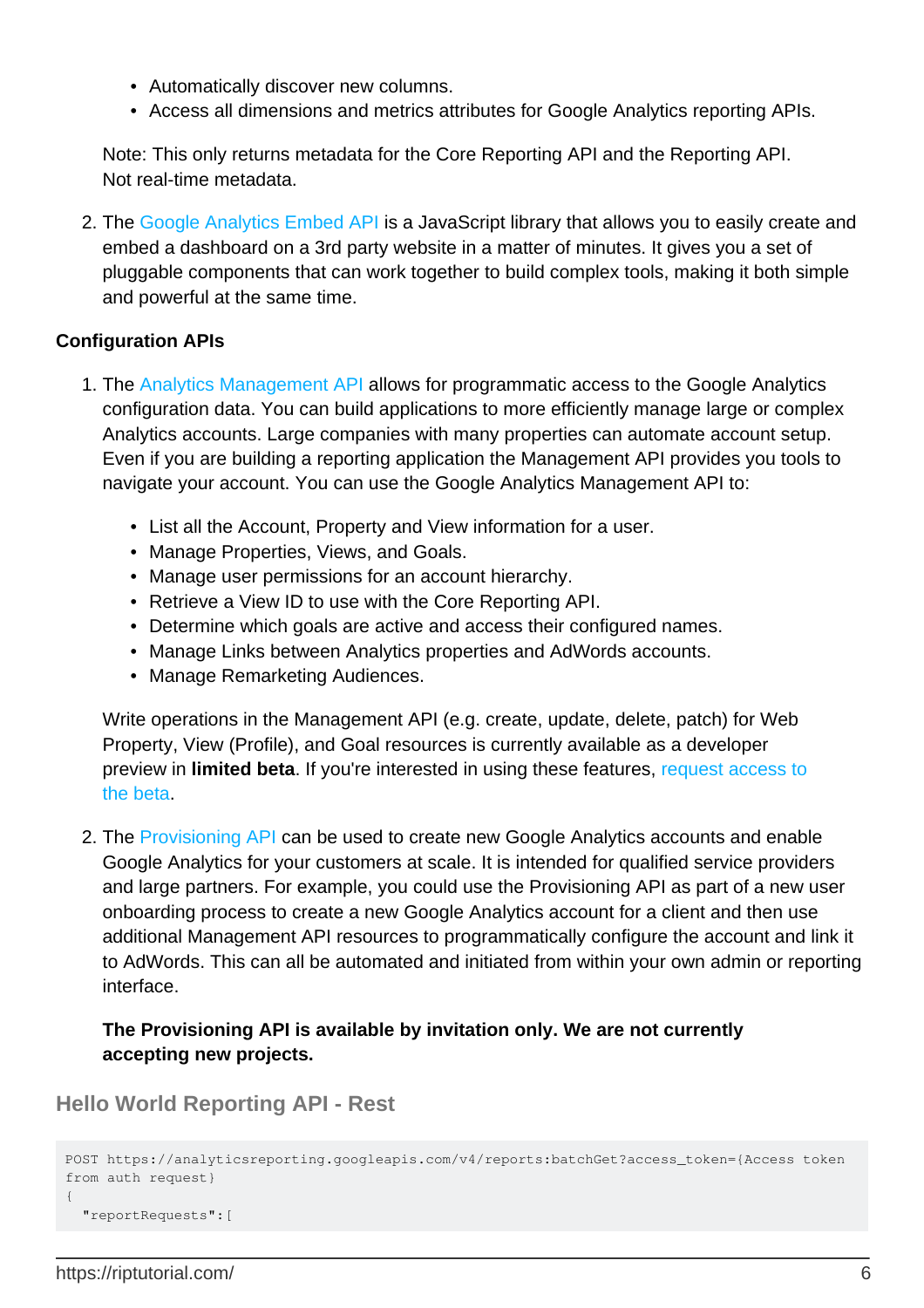- Automatically discover new columns.
- Access all dimensions and metrics attributes for Google Analytics reporting APIs.

  Note: This only returns metadata for the Core Reporting API and the Reporting API. Not real-time metadata.

2. The Google Analytics Embed API is a JavaScript library that allows you to easily create and embed a dashboard on a 3rd party website in a matter of minutes. It gives you a set of pluggable components that can work together to build complex tools, making it both simple and powerful at the same time.

**Configuration APIs**

1. The Analytics Management API allows for programmatic access to the Google Analytics configuration data. You can build applications to more efficiently manage large or complex Analytics accounts. Large companies with many properties can automate account setup. Even if you are building a reporting application the Management API provides you tools to navigate your account. You can use the Google Analytics Management API to:

   - List all the Account, Property and View information for a user.
   - Manage Properties, Views, and Goals.
   - Manage user permissions for an account hierarchy.
   - Retrieve a View ID to use with the Core Reporting API.
   - Determine which goals are active and access their configured names.
   - Manage Links between Analytics properties and AdWords accounts.
   - Manage Remarketing Audiences.

   Write operations in the Management API (e.g. create, update, delete, patch) for Web Property, View (Profile), and Goal resources is currently available as a developer preview in **limited beta**. If you're interested in using these features, request access to the beta.

2. The Provisioning API can be used to create new Google Analytics accounts and enable Google Analytics for your customers at scale. It is intended for qualified service providers and large partners. For example, you could use the Provisioning API as part of a new user onboarding process to create a new Google Analytics account for a client and then use additional Management API resources to programmatically configure the account and link it to AdWords. This can all be automated and initiated from within your own admin or reporting interface.

   **The Provisioning API is available by invitation only. We are not currently accepting new projects.**

## Hello World Reporting API - Rest

```
POST https://analyticsreporting.googleapis.com/v4/reports:batchGet?access_token={Access token from auth request}
{
  "reportRequests":[
```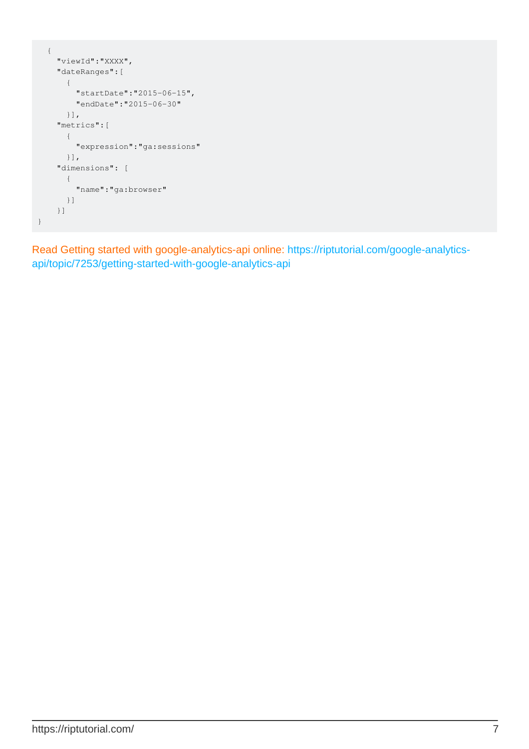```
  {
    "viewId":"XXXX",
    "dateRanges":[
      {
        "startDate":"2015-06-15",
        "endDate":"2015-06-30"
      }],
    "metrics":[
      {
        "expression":"ga:sessions"
      }],
    "dimensions": [
      {
        "name":"ga:browser"
      }]
    }]
}
```

Read Getting started with google-analytics-api online: https://riptutorial.com/google-analytics-api/topic/7253/getting-started-with-google-analytics-api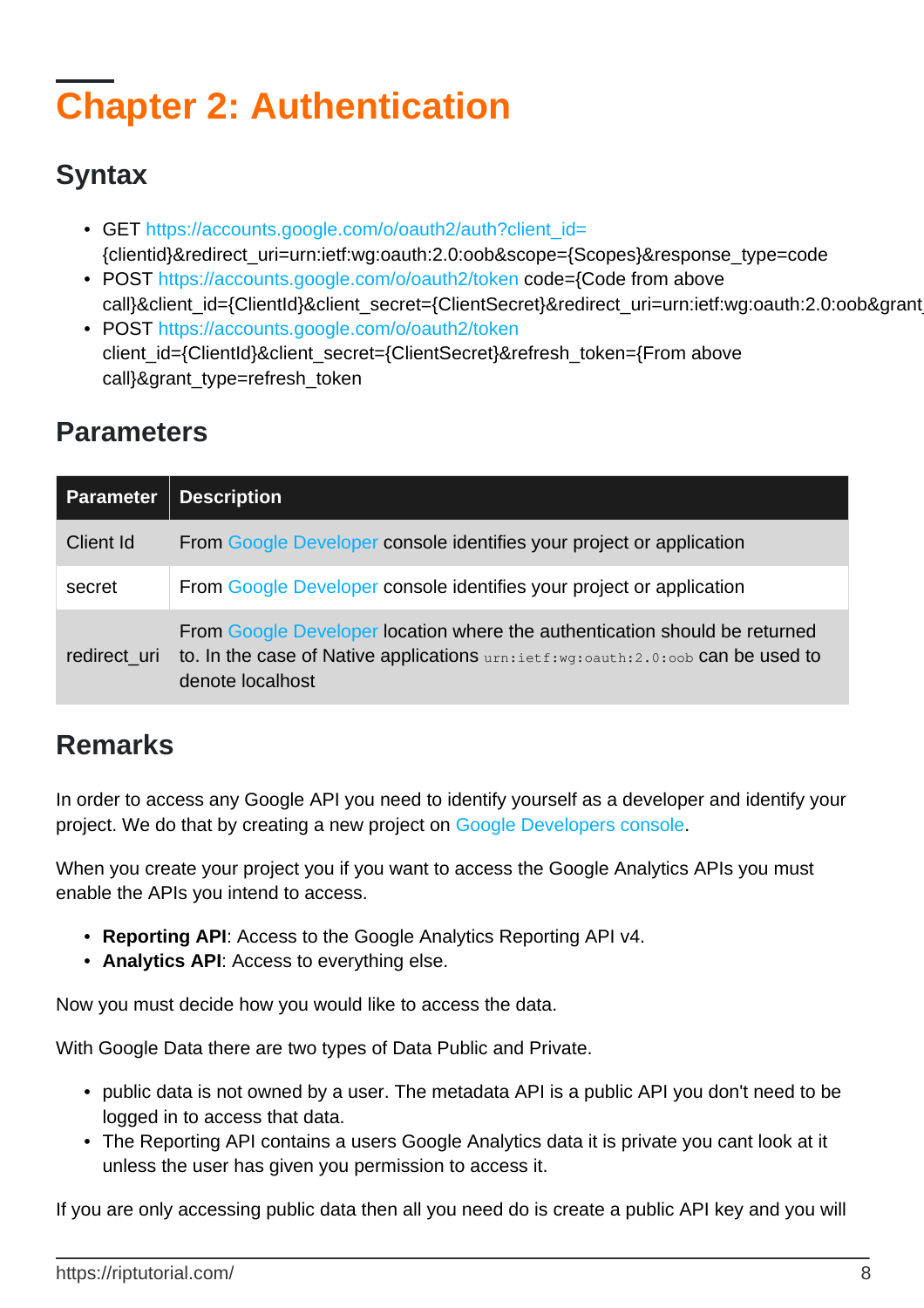# Chapter 2: Authentication

## Syntax

- GET https://accounts.google.com/o/oauth2/auth?client_id={clientid}&redirect_uri=urn:ietf:wg:oauth:2.0:oob&scope={Scopes}&response_type=code
- POST https://accounts.google.com/o/oauth2/token code={Code from above call}&client_id={ClientId}&client_secret={ClientSecret}&redirect_uri=urn:ietf:wg:oauth:2.0:oob&grant_
- POST https://accounts.google.com/o/oauth2/token client_id={ClientId}&client_secret={ClientSecret}&refresh_token={From above call}&grant_type=refresh_token

## Parameters

| Parameter | Description |
|---|---|
| Client Id | From Google Developer console identifies your project or application |
| secret | From Google Developer console identifies your project or application |
| redirect_uri | From Google Developer location where the authentication should be returned to. In the case of Native applications `urn:ietf:wg:oauth:2.0:oob` can be used to denote localhost |

## Remarks

In order to access any Google API you need to identify yourself as a developer and identify your project. We do that by creating a new project on Google Developers console.

When you create your project you if you want to access the Google Analytics APIs you must enable the APIs you intend to access.

- **Reporting API**: Access to the Google Analytics Reporting API v4.
- **Analytics API**: Access to everything else.

Now you must decide how you would like to access the data.

With Google Data there are two types of Data Public and Private.

- public data is not owned by a user. The metadata API is a public API you don't need to be logged in to access that data.
- The Reporting API contains a users Google Analytics data it is private you cant look at it unless the user has given you permission to access it.

If you are only accessing public data then all you need do is create a public API key and you will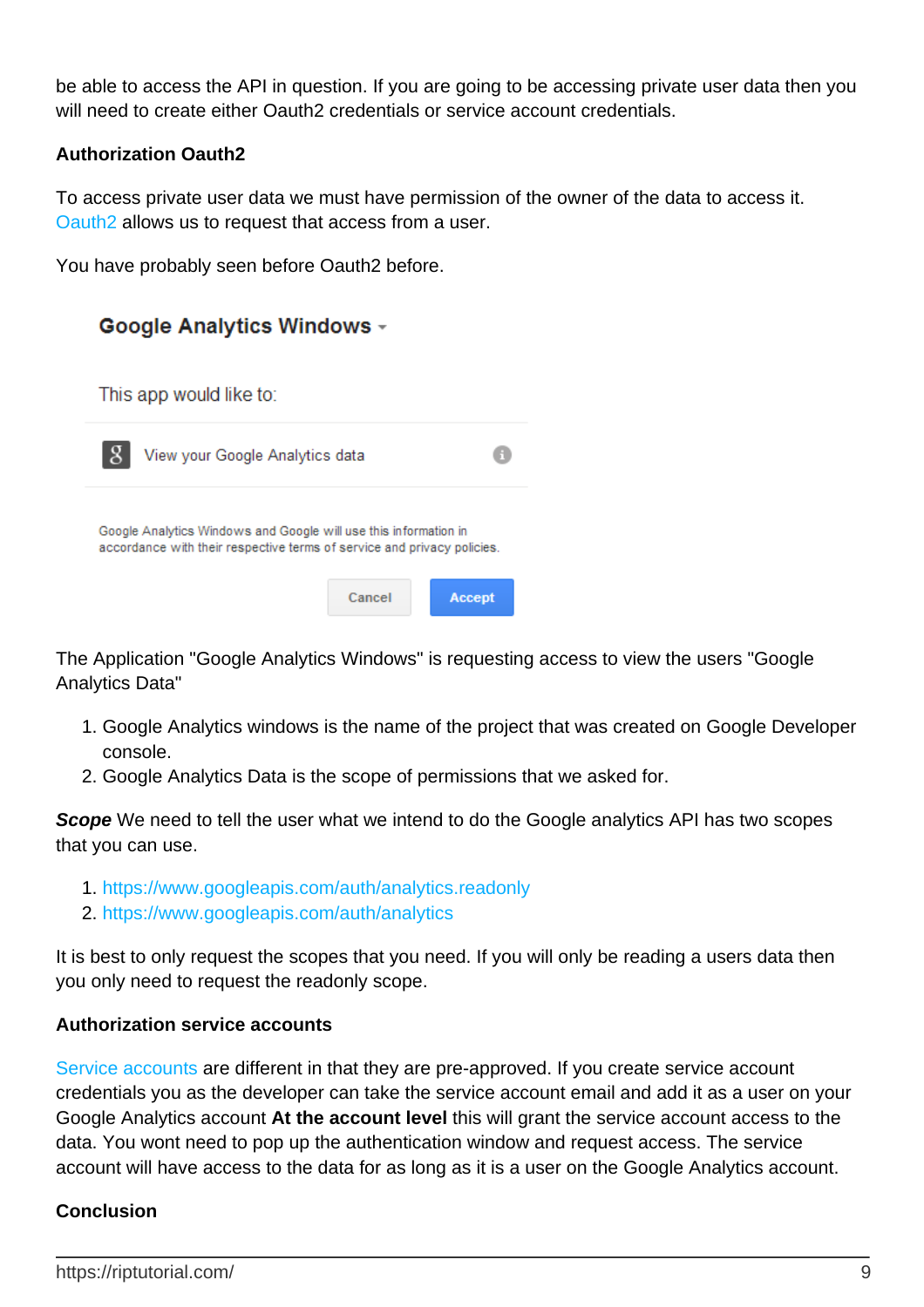be able to access the API in question. If you are going to be accessing private user data then you will need to create either Oauth2 credentials or service account credentials.

**Authorization Oauth2**

To access private user data we must have permission of the owner of the data to access it. Oauth2 allows us to request that access from a user.

You have probably seen before Oauth2 before.

The Application "Google Analytics Windows" is requesting access to view the users "Google Analytics Data"

1. Google Analytics windows is the name of the project that was created on Google Developer console.
2. Google Analytics Data is the scope of permissions that we asked for.

***Scope*** We need to tell the user what we intend to do the Google analytics API has two scopes that you can use.

1. https://www.googleapis.com/auth/analytics.readonly
2. https://www.googleapis.com/auth/analytics

It is best to only request the scopes that you need. If you will only be reading a users data then you only need to request the readonly scope.

**Authorization service accounts**

Service accounts are different in that they are pre-approved. If you create service account credentials you as the developer can take the service account email and add it as a user on your Google Analytics account **At the account level** this will grant the service account access to the data. You wont need to pop up the authentication window and request access. The service account will have access to the data for as long as it is a user on the Google Analytics account.

**Conclusion**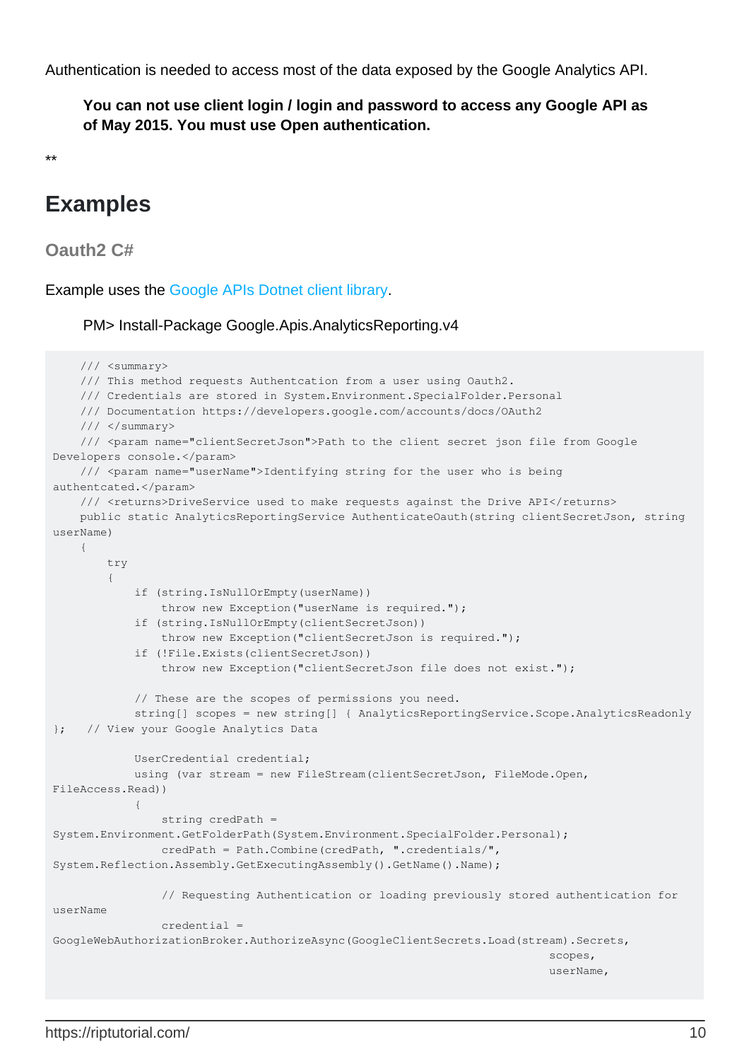Authentication is needed to access most of the data exposed by the Google Analytics API.

> **You can not use client login / login and password to access any Google API as of May 2015. You must use Open authentication.**

**

## Examples

### Oauth2 C#

Example uses the Google APIs Dotnet client library.

> PM> Install-Package Google.Apis.AnalyticsReporting.v4

```
    /// <summary>
    /// This method requests Authentcation from a user using Oauth2.
    /// Credentials are stored in System.Environment.SpecialFolder.Personal
    /// Documentation https://developers.google.com/accounts/docs/OAuth2
    /// </summary>
    /// <param name="clientSecretJson">Path to the client secret json file from Google
Developers console.</param>
    /// <param name="userName">Identifying string for the user who is being
authentcated.</param>
    /// <returns>DriveService used to make requests against the Drive API</returns>
    public static AnalyticsReportingService AuthenticateOauth(string clientSecretJson, string
userName)
    {
        try
        {
            if (string.IsNullOrEmpty(userName))
                throw new Exception("userName is required.");
            if (string.IsNullOrEmpty(clientSecretJson))
                throw new Exception("clientSecretJson is required.");
            if (!File.Exists(clientSecretJson))
                throw new Exception("clientSecretJson file does not exist.");

            // These are the scopes of permissions you need.
            string[] scopes = new string[] { AnalyticsReportingService.Scope.AnalyticsReadonly
};   // View your Google Analytics Data

            UserCredential credential;
            using (var stream = new FileStream(clientSecretJson, FileMode.Open,
FileAccess.Read))
            {
                string credPath =
System.Environment.GetFolderPath(System.Environment.SpecialFolder.Personal);
                credPath = Path.Combine(credPath, ".credentials/",
System.Reflection.Assembly.GetExecutingAssembly().GetName().Name);

                // Requesting Authentication or loading previously stored authentication for
userName
                credential =
GoogleWebAuthorizationBroker.AuthorizeAsync(GoogleClientSecrets.Load(stream).Secrets,
                                                                         scopes,
                                                                         userName,
```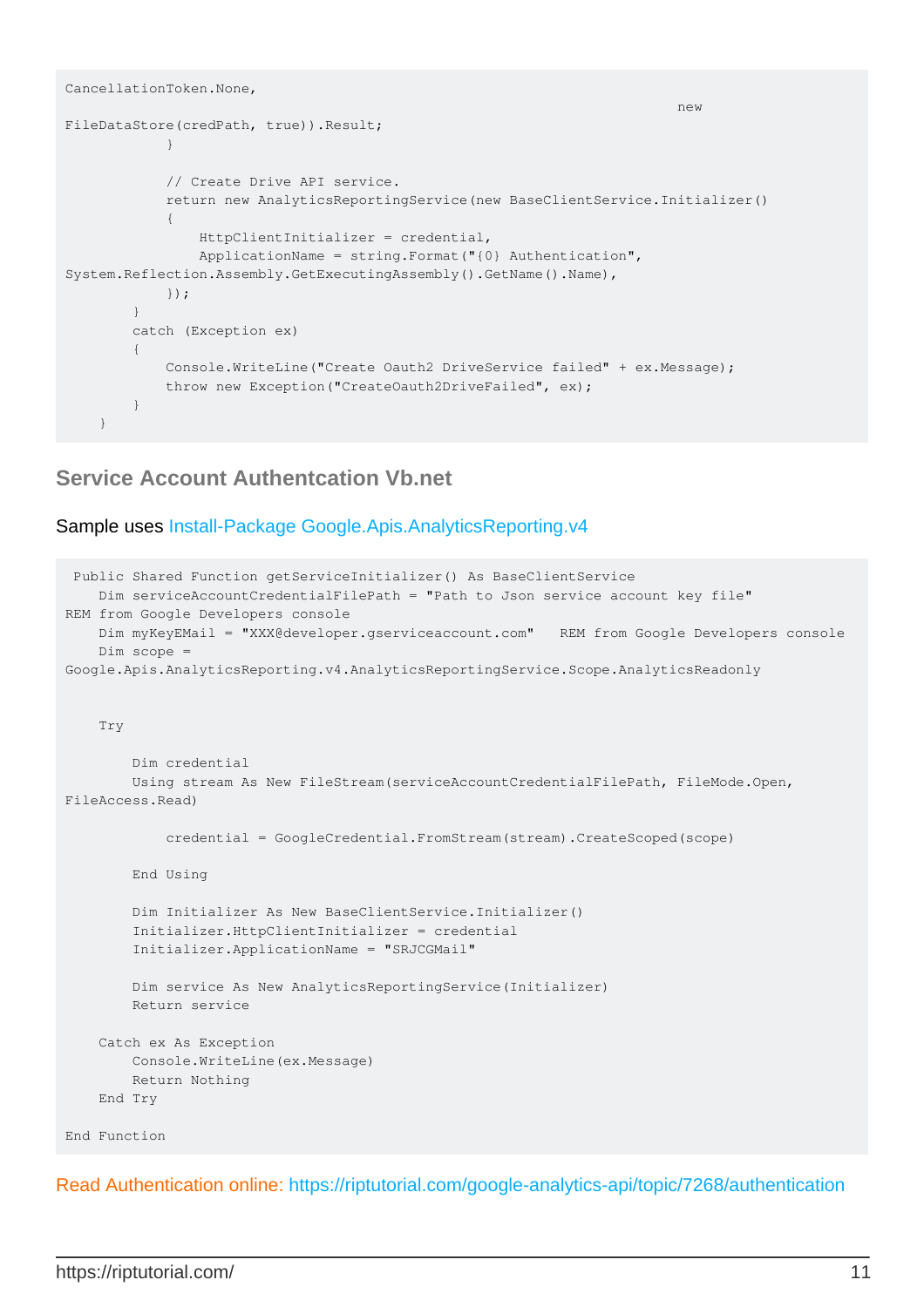```
CancellationToken.None,
                                                                                new
FileDataStore(credPath, true)).Result;
            }

            // Create Drive API service.
            return new AnalyticsReportingService(new BaseClientService.Initializer()
            {
                HttpClientInitializer = credential,
                ApplicationName = string.Format("{0} Authentication",
System.Reflection.Assembly.GetExecutingAssembly().GetName().Name),
            });
        }
        catch (Exception ex)
        {
            Console.WriteLine("Create Oauth2 DriveService failed" + ex.Message);
            throw new Exception("CreateOauth2DriveFailed", ex);
        }
    }
```

## Service Account Authentcation Vb.net

Sample uses Install-Package Google.Apis.AnalyticsReporting.v4

```
 Public Shared Function getServiceInitializer() As BaseClientService
    Dim serviceAccountCredentialFilePath = "Path to Json service account key file"
REM from Google Developers console
    Dim myKeyEMail = "XXX@developer.gserviceaccount.com"   REM from Google Developers console
    Dim scope =
Google.Apis.AnalyticsReporting.v4.AnalyticsReportingService.Scope.AnalyticsReadonly


    Try

        Dim credential
        Using stream As New FileStream(serviceAccountCredentialFilePath, FileMode.Open,
FileAccess.Read)

            credential = GoogleCredential.FromStream(stream).CreateScoped(scope)

        End Using

        Dim Initializer As New BaseClientService.Initializer()
        Initializer.HttpClientInitializer = credential
        Initializer.ApplicationName = "SRJCGMail"

        Dim service As New AnalyticsReportingService(Initializer)
        Return service

    Catch ex As Exception
        Console.WriteLine(ex.Message)
        Return Nothing
    End Try

End Function
```

Read Authentication online: https://riptutorial.com/google-analytics-api/topic/7268/authentication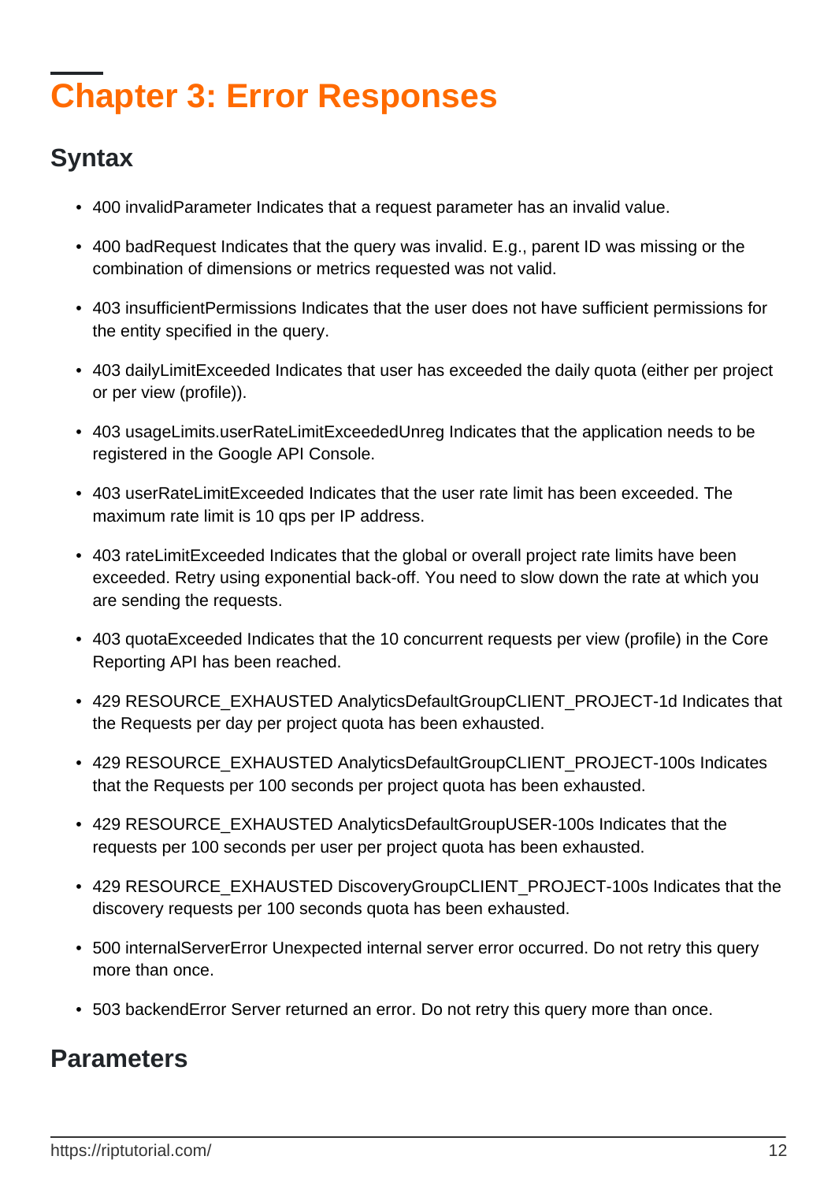# Chapter 3: Error Responses

## Syntax

- 400 invalidParameter Indicates that a request parameter has an invalid value.
- 400 badRequest Indicates that the query was invalid. E.g., parent ID was missing or the combination of dimensions or metrics requested was not valid.
- 403 insufficientPermissions Indicates that the user does not have sufficient permissions for the entity specified in the query.
- 403 dailyLimitExceeded Indicates that user has exceeded the daily quota (either per project or per view (profile)).
- 403 usageLimits.userRateLimitExceededUnreg Indicates that the application needs to be registered in the Google API Console.
- 403 userRateLimitExceeded Indicates that the user rate limit has been exceeded. The maximum rate limit is 10 qps per IP address.
- 403 rateLimitExceeded Indicates that the global or overall project rate limits have been exceeded. Retry using exponential back-off. You need to slow down the rate at which you are sending the requests.
- 403 quotaExceeded Indicates that the 10 concurrent requests per view (profile) in the Core Reporting API has been reached.
- 429 RESOURCE_EXHAUSTED AnalyticsDefaultGroupCLIENT_PROJECT-1d Indicates that the Requests per day per project quota has been exhausted.
- 429 RESOURCE_EXHAUSTED AnalyticsDefaultGroupCLIENT_PROJECT-100s Indicates that the Requests per 100 seconds per project quota has been exhausted.
- 429 RESOURCE_EXHAUSTED AnalyticsDefaultGroupUSER-100s Indicates that the requests per 100 seconds per user per project quota has been exhausted.
- 429 RESOURCE_EXHAUSTED DiscoveryGroupCLIENT_PROJECT-100s Indicates that the discovery requests per 100 seconds quota has been exhausted.
- 500 internalServerError Unexpected internal server error occurred. Do not retry this query more than once.
- 503 backendError Server returned an error. Do not retry this query more than once.

## Parameters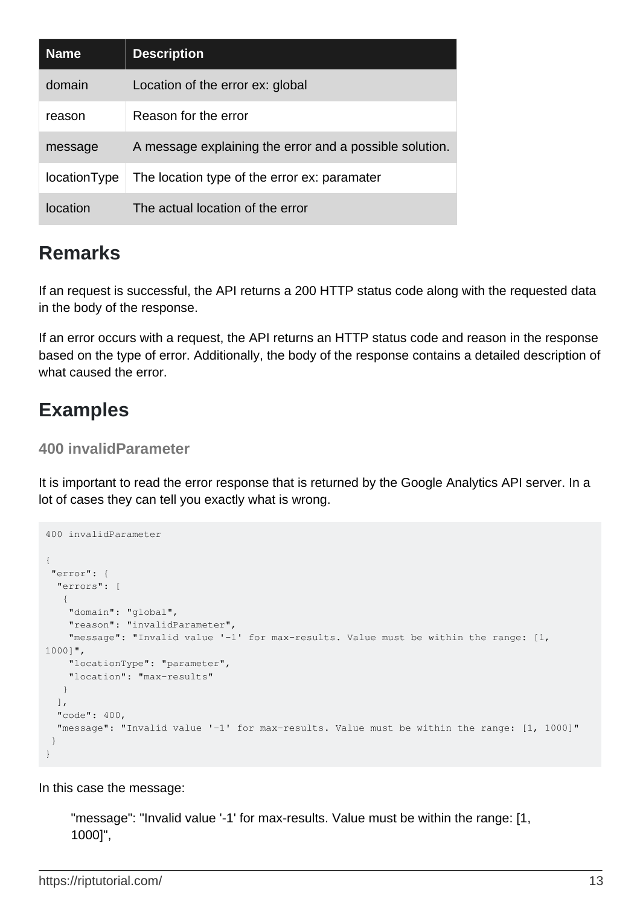| Name | Description |
| --- | --- |
| domain | Location of the error ex: global |
| reason | Reason for the error |
| message | A message explaining the error and a possible solution. |
| locationType | The location type of the error ex: paramater |
| location | The actual location of the error |

## Remarks

If an request is successful, the API returns a 200 HTTP status code along with the requested data in the body of the response.

If an error occurs with a request, the API returns an HTTP status code and reason in the response based on the type of error. Additionally, the body of the response contains a detailed description of what caused the error.

## Examples

### 400 invalidParameter

It is important to read the error response that is returned by the Google Analytics API server. In a lot of cases they can tell you exactly what is wrong.

```
400 invalidParameter

{
 "error": {
  "errors": [
   {
    "domain": "global",
    "reason": "invalidParameter",
    "message": "Invalid value '-1' for max-results. Value must be within the range: [1,
1000]",
    "locationType": "parameter",
    "location": "max-results"
   }
  ],
  "code": 400,
  "message": "Invalid value '-1' for max-results. Value must be within the range: [1, 1000]"
 }
}
```

In this case the message:

> "message": "Invalid value '-1' for max-results. Value must be within the range: [1, 1000]",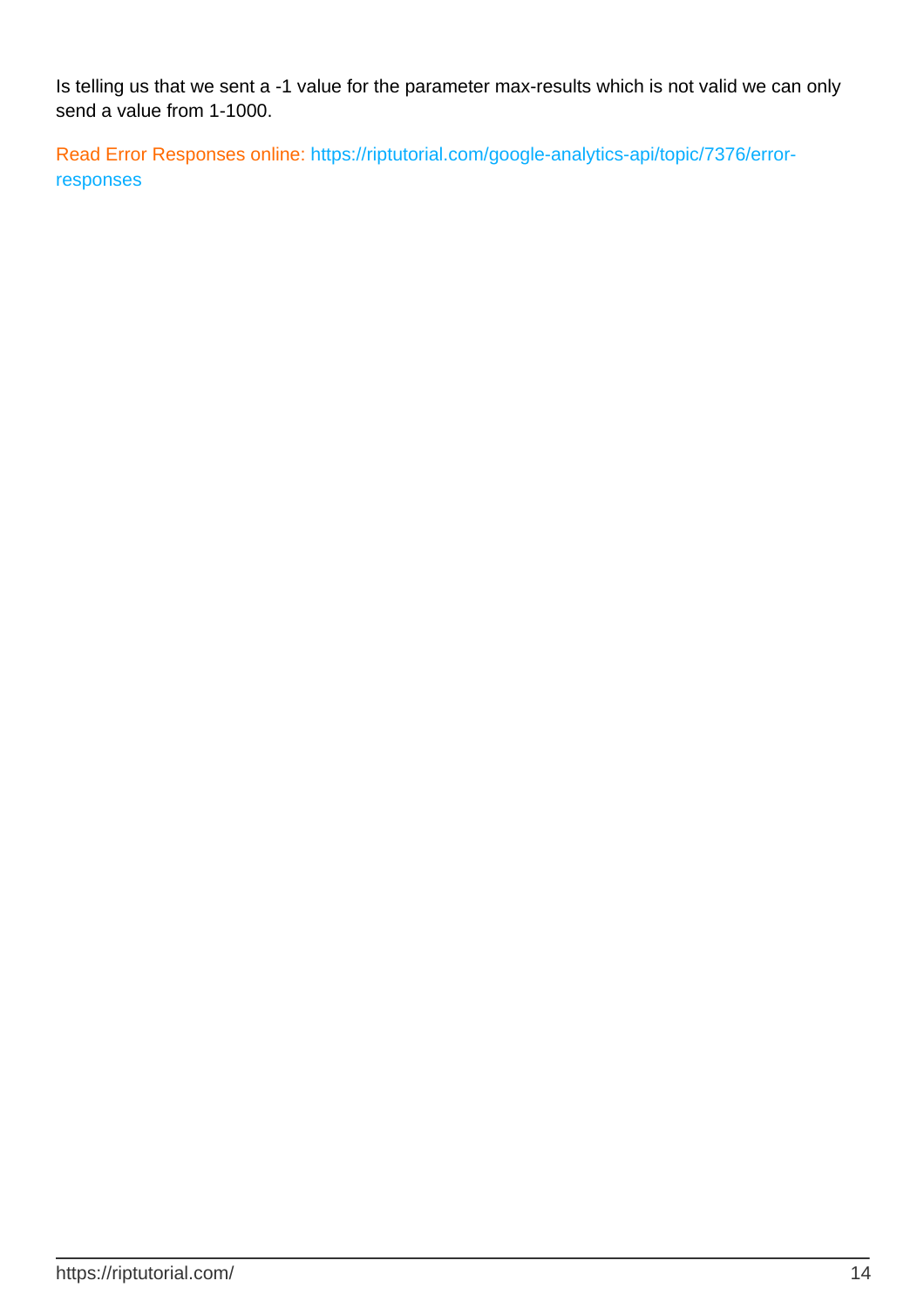Is telling us that we sent a -1 value for the parameter max-results which is not valid we can only send a value from 1-1000.

Read Error Responses online: https://riptutorial.com/google-analytics-api/topic/7376/error-responses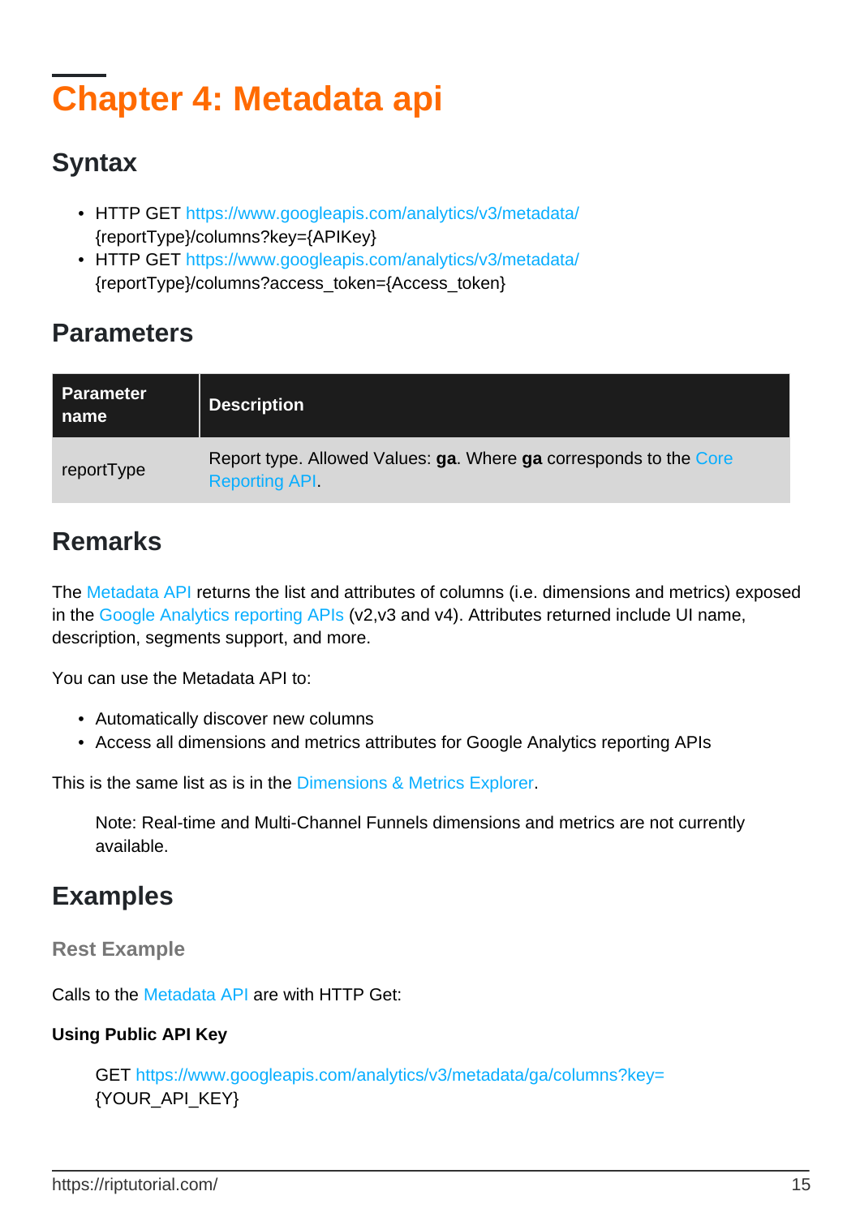# Chapter 4: Metadata api

## Syntax

- HTTP GET https://www.googleapis.com/analytics/v3/metadata/{reportType}/columns?key={APIKey}
- HTTP GET https://www.googleapis.com/analytics/v3/metadata/{reportType}/columns?access_token={Access_token}

## Parameters

| Parameter name | Description |
| --- | --- |
| reportType | Report type. Allowed Values: **ga**. Where **ga** corresponds to the Core Reporting API. |

## Remarks

The Metadata API returns the list and attributes of columns (i.e. dimensions and metrics) exposed in the Google Analytics reporting APIs (v2,v3 and v4). Attributes returned include UI name, description, segments support, and more.

You can use the Metadata API to:

- Automatically discover new columns
- Access all dimensions and metrics attributes for Google Analytics reporting APIs

This is the same list as is in the Dimensions & Metrics Explorer.

> Note: Real-time and Multi-Channel Funnels dimensions and metrics are not currently available.

## Examples

### Rest Example

Calls to the Metadata API are with HTTP Get:

**Using Public API Key**

> GET https://www.googleapis.com/analytics/v3/metadata/ga/columns?key={YOUR_API_KEY}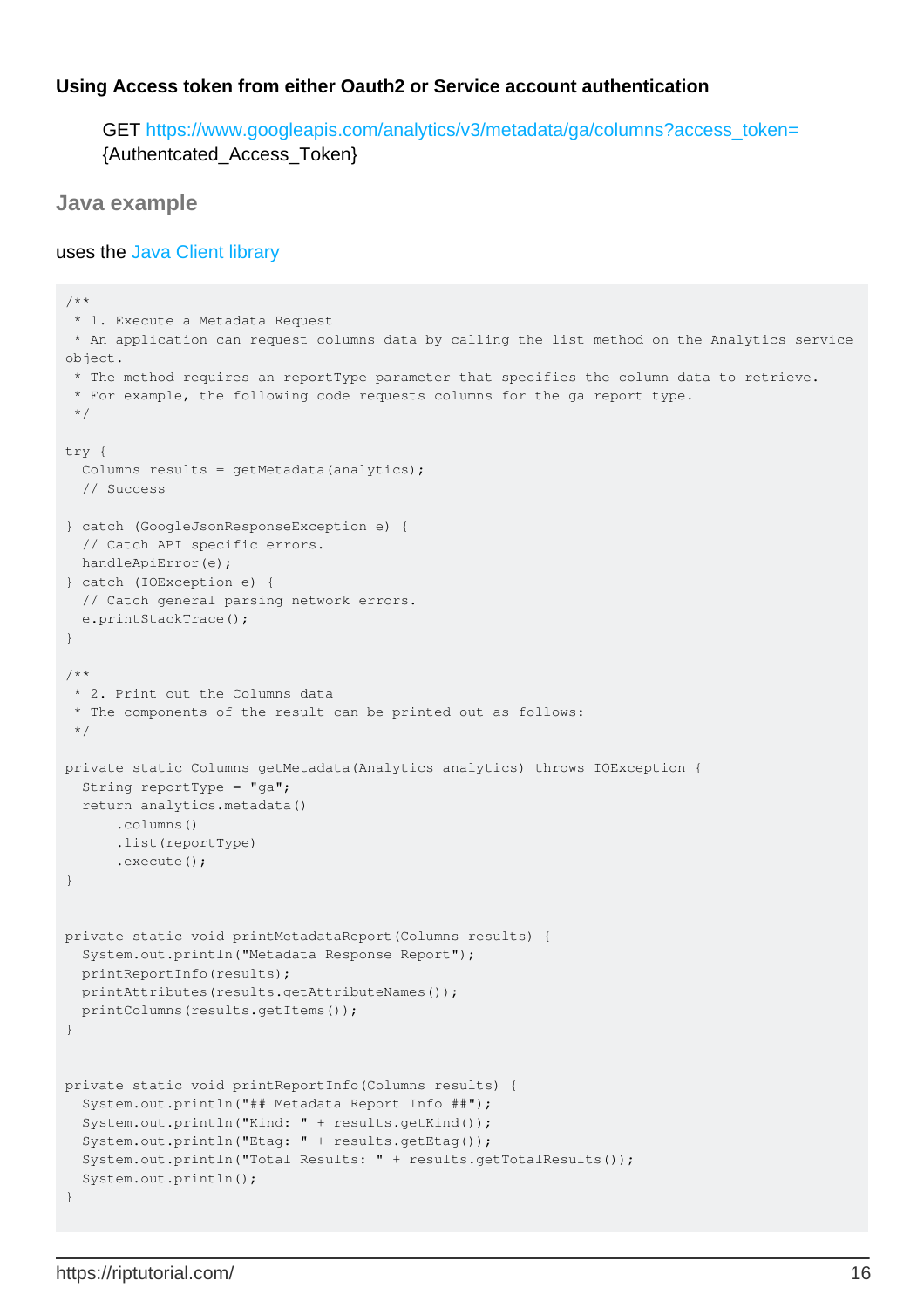#### Using Access token from either Oauth2 or Service account authentication

GET https://www.googleapis.com/analytics/v3/metadata/ga/columns?access_token={Authentcated_Access_Token}

### Java example

uses the Java Client library

```
/**
 * 1. Execute a Metadata Request
 * An application can request columns data by calling the list method on the Analytics service
object.
 * The method requires an reportType parameter that specifies the column data to retrieve.
 * For example, the following code requests columns for the ga report type.
 */

try {
  Columns results = getMetadata(analytics);
  // Success

} catch (GoogleJsonResponseException e) {
  // Catch API specific errors.
  handleApiError(e);
} catch (IOException e) {
  // Catch general parsing network errors.
  e.printStackTrace();
}

/**
 * 2. Print out the Columns data
 * The components of the result can be printed out as follows:
 */

private static Columns getMetadata(Analytics analytics) throws IOException {
  String reportType = "ga";
  return analytics.metadata()
      .columns()
      .list(reportType)
      .execute();
}


private static void printMetadataReport(Columns results) {
  System.out.println("Metadata Response Report");
  printReportInfo(results);
  printAttributes(results.getAttributeNames());
  printColumns(results.getItems());
}


private static void printReportInfo(Columns results) {
  System.out.println("## Metadata Report Info ##");
  System.out.println("Kind: " + results.getKind());
  System.out.println("Etag: " + results.getEtag());
  System.out.println("Total Results: " + results.getTotalResults());
  System.out.println();
}
```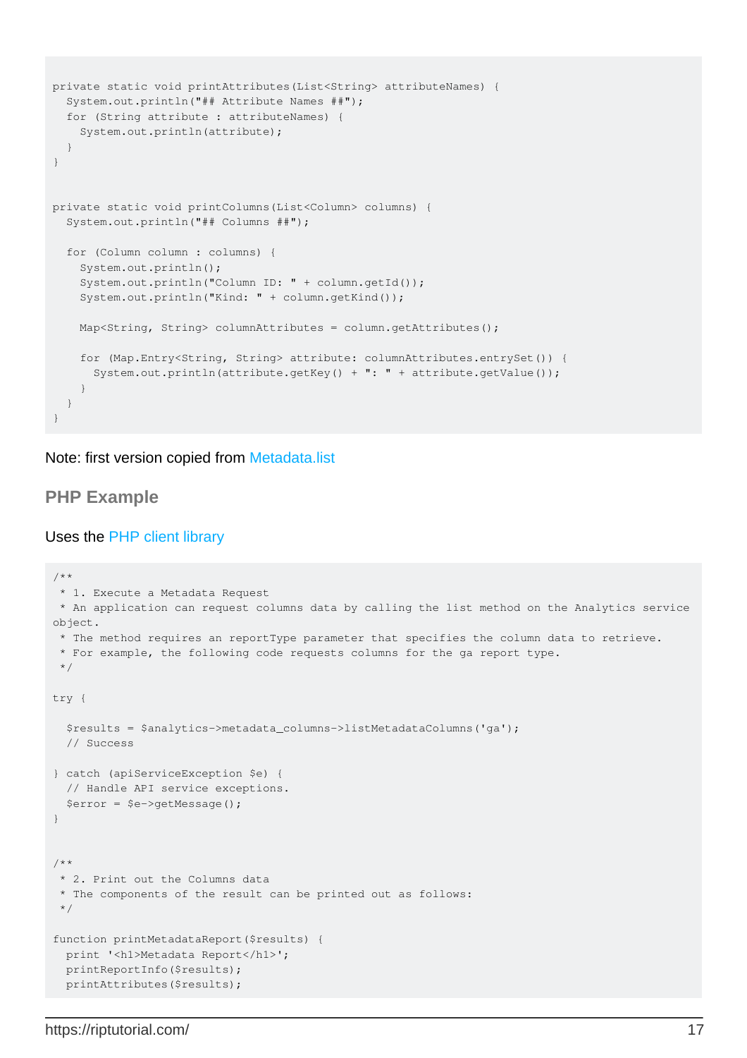```
private static void printAttributes(List<String> attributeNames) {
  System.out.println("## Attribute Names ##");
  for (String attribute : attributeNames) {
    System.out.println(attribute);
  }
}


private static void printColumns(List<Column> columns) {
  System.out.println("## Columns ##");

  for (Column column : columns) {
    System.out.println();
    System.out.println("Column ID: " + column.getId());
    System.out.println("Kind: " + column.getKind());

    Map<String, String> columnAttributes = column.getAttributes();

    for (Map.Entry<String, String> attribute: columnAttributes.entrySet()) {
      System.out.println(attribute.getKey() + ": " + attribute.getValue());
    }
  }
}
```

Note: first version copied from Metadata.list

## PHP Example

Uses the PHP client library

```
/**
 * 1. Execute a Metadata Request
 * An application can request columns data by calling the list method on the Analytics service
object.
 * The method requires an reportType parameter that specifies the column data to retrieve.
 * For example, the following code requests columns for the ga report type.
 */

try {

  $results = $analytics->metadata_columns->listMetadataColumns('ga');
  // Success

} catch (apiServiceException $e) {
  // Handle API service exceptions.
  $error = $e->getMessage();
}


/**
 * 2. Print out the Columns data
 * The components of the result can be printed out as follows:
 */

function printMetadataReport($results) {
  print '<h1>Metadata Report</h1>';
  printReportInfo($results);
  printAttributes($results);
```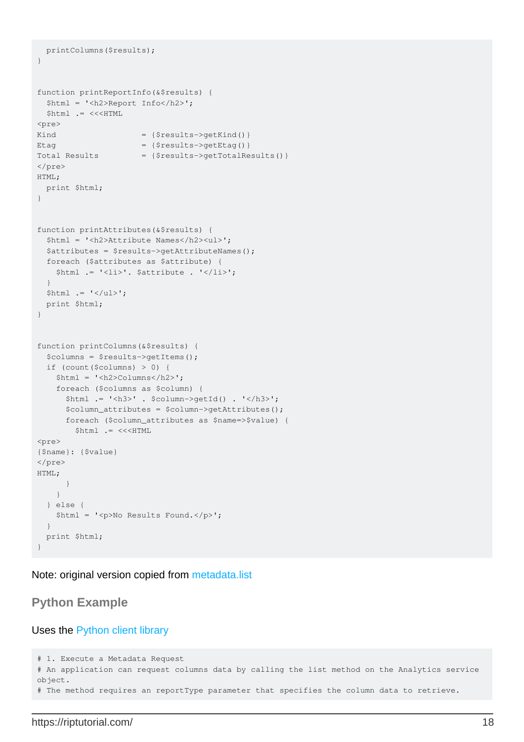```
  printColumns($results);
}


function printReportInfo(&$results) {
  $html = '<h2>Report Info</h2>';
  $html .= <<<HTML
<pre>
Kind                  = {$results->getKind()}
Etag                  = {$results->getEtag()}
Total Results         = {$results->getTotalResults()}
</pre>
HTML;
  print $html;
}


function printAttributes(&$results) {
  $html = '<h2>Attribute Names</h2><ul>';
  $attributes = $results->getAttributeNames();
  foreach ($attributes as $attribute) {
    $html .= '<li>'. $attribute . '</li>';
  }
  $html .= '</ul>';
  print $html;
}


function printColumns(&$results) {
  $columns = $results->getItems();
  if (count($columns) > 0) {
    $html = '<h2>Columns</h2>';
    foreach ($columns as $column) {
      $html .= '<h3>' . $column->getId() . '</h3>';
      $column_attributes = $column->getAttributes();
      foreach ($column_attributes as $name=>$value) {
        $html .= <<<HTML
<pre>
{$name}: {$value}
</pre>
HTML;
      }
    }
  } else {
    $html = '<p>No Results Found.</p>';
  }
  print $html;
}
```

Note: original version copied from metadata.list

## Python Example

Uses the Python client library

```
# 1. Execute a Metadata Request
# An application can request columns data by calling the list method on the Analytics service
object.
# The method requires an reportType parameter that specifies the column data to retrieve.
```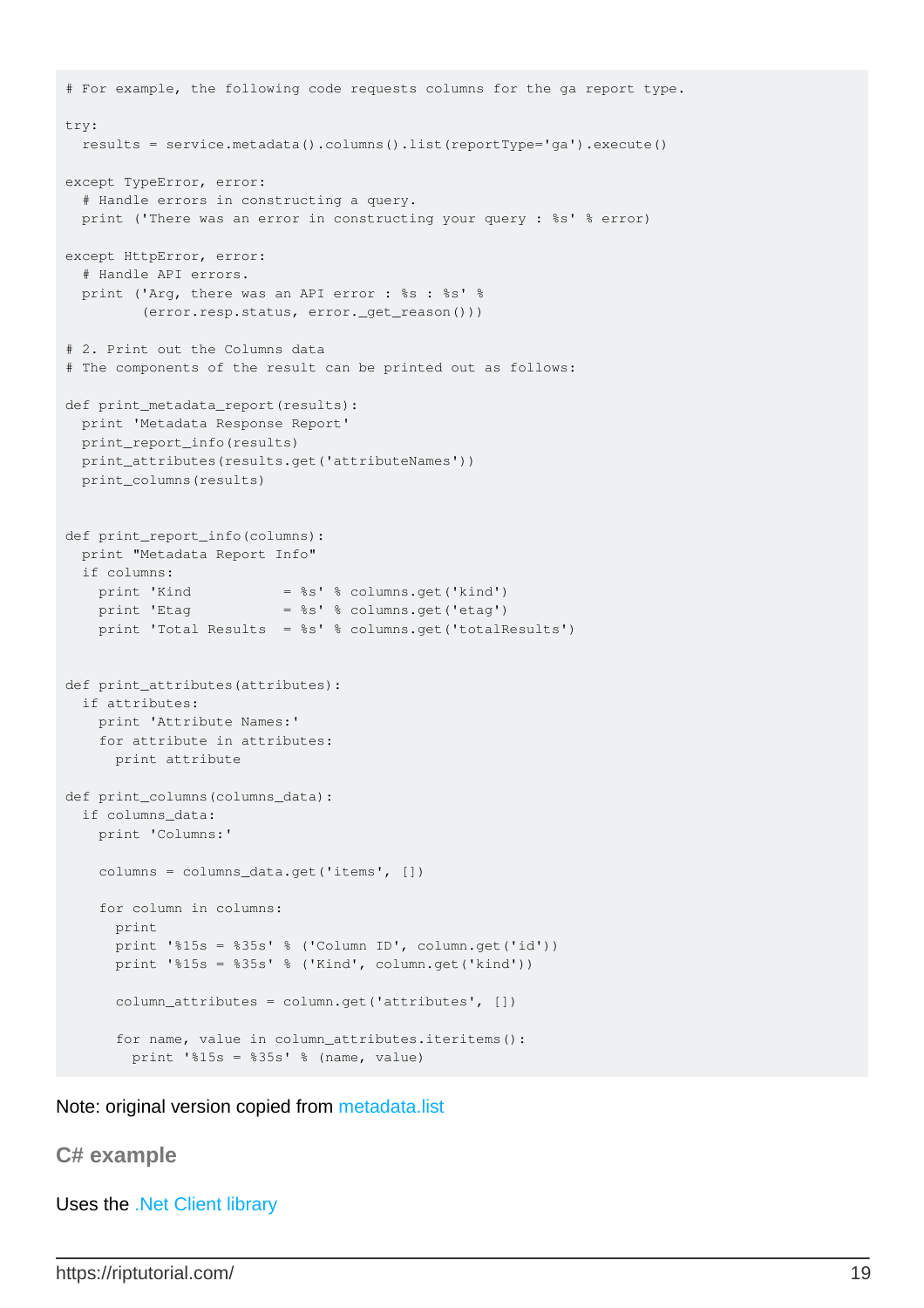```
# For example, the following code requests columns for the ga report type.

try:
  results = service.metadata().columns().list(reportType='ga').execute()

except TypeError, error:
  # Handle errors in constructing a query.
  print ('There was an error in constructing your query : %s' % error)

except HttpError, error:
  # Handle API errors.
  print ('Arg, there was an API error : %s : %s' %
         (error.resp.status, error._get_reason()))

# 2. Print out the Columns data
# The components of the result can be printed out as follows:

def print_metadata_report(results):
  print 'Metadata Response Report'
  print_report_info(results)
  print_attributes(results.get('attributeNames'))
  print_columns(results)


def print_report_info(columns):
  print "Metadata Report Info"
  if columns:
    print 'Kind           = %s' % columns.get('kind')
    print 'Etag           = %s' % columns.get('etag')
    print 'Total Results  = %s' % columns.get('totalResults')


def print_attributes(attributes):
  if attributes:
    print 'Attribute Names:'
    for attribute in attributes:
      print attribute

def print_columns(columns_data):
  if columns_data:
    print 'Columns:'

    columns = columns_data.get('items', [])

    for column in columns:
      print
      print '%15s = %35s' % ('Column ID', column.get('id'))
      print '%15s = %35s' % ('Kind', column.get('kind'))

      column_attributes = column.get('attributes', [])

      for name, value in column_attributes.iteritems():
        print '%15s = %35s' % (name, value)
```

Note: original version copied from metadata.list

## C# example

Uses the .Net Client library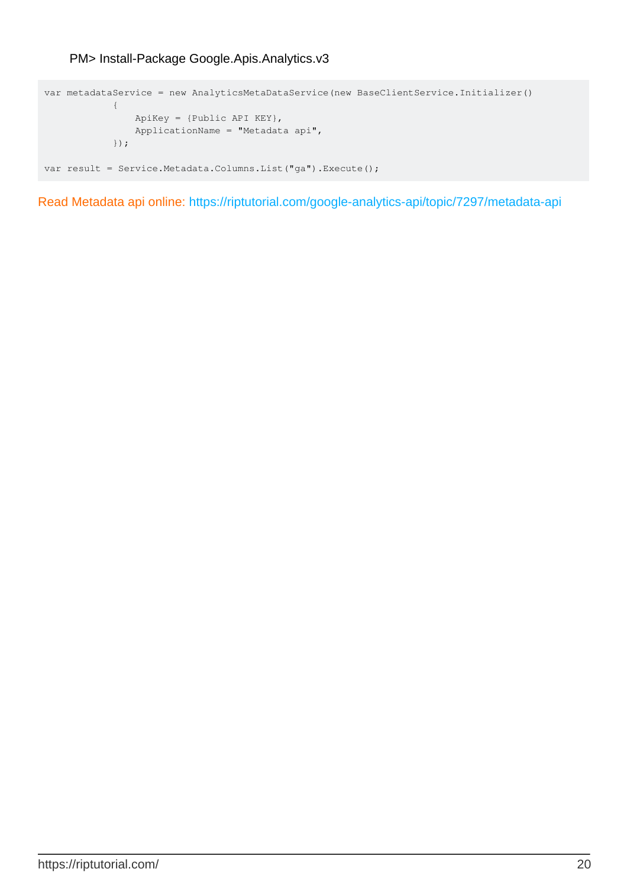PM> Install-Package Google.Apis.Analytics.v3

```
var metadataService = new AnalyticsMetaDataService(new BaseClientService.Initializer()
            {
                ApiKey = {Public API KEY},
                ApplicationName = "Metadata api",
            });

var result = Service.Metadata.Columns.List("ga").Execute();
```

Read Metadata api online: https://riptutorial.com/google-analytics-api/topic/7297/metadata-api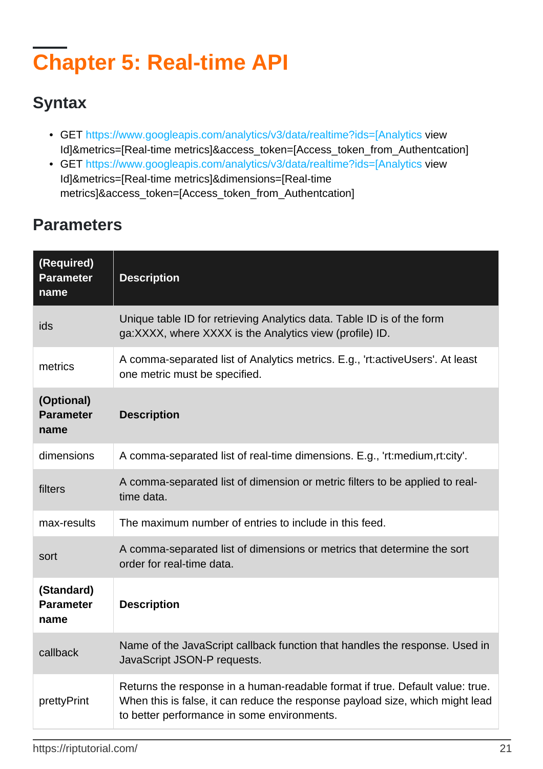# Chapter 5: Real-time API

## Syntax

- GET https://www.googleapis.com/analytics/v3/data/realtime?ids=[Analytics view Id]&metrics=[Real-time metrics]&access_token=[Access_token_from_Authentcation]
- GET https://www.googleapis.com/analytics/v3/data/realtime?ids=[Analytics view Id]&metrics=[Real-time metrics]&dimensions=[Real-time metrics]&access_token=[Access_token_from_Authentcation]

## Parameters

| (Required) Parameter name | Description |
| --- | --- |
| ids | Unique table ID for retrieving Analytics data. Table ID is of the form ga:XXXX, where XXXX is the Analytics view (profile) ID. |
| metrics | A comma-separated list of Analytics metrics. E.g., 'rt:activeUsers'. At least one metric must be specified. |
| **(Optional) Parameter name** | **Description** |
| dimensions | A comma-separated list of real-time dimensions. E.g., 'rt:medium,rt:city'. |
| filters | A comma-separated list of dimension or metric filters to be applied to real-time data. |
| max-results | The maximum number of entries to include in this feed. |
| sort | A comma-separated list of dimensions or metrics that determine the sort order for real-time data. |
| **(Standard) Parameter name** | **Description** |
| callback | Name of the JavaScript callback function that handles the response. Used in JavaScript JSON-P requests. |
| prettyPrint | Returns the response in a human-readable format if true. Default value: true. When this is false, it can reduce the response payload size, which might lead to better performance in some environments. |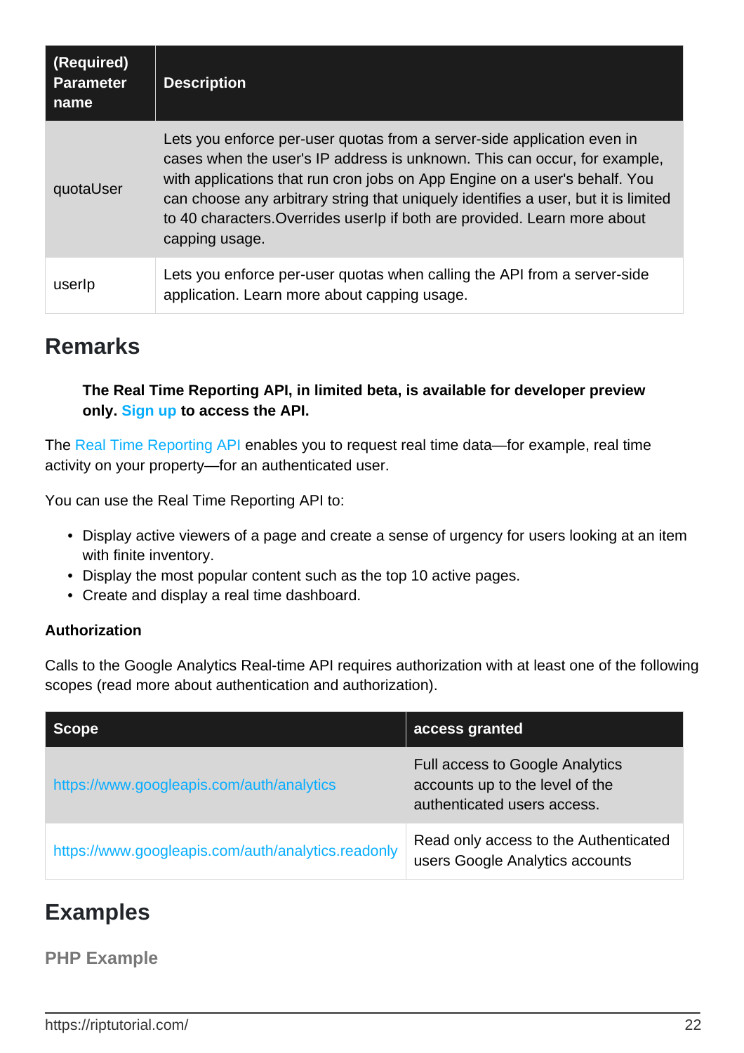| (Required) Parameter name | Description |
|---|---|
| quotaUser | Lets you enforce per-user quotas from a server-side application even in cases when the user's IP address is unknown. This can occur, for example, with applications that run cron jobs on App Engine on a user's behalf. You can choose any arbitrary string that uniquely identifies a user, but it is limited to 40 characters.Overrides userIp if both are provided. Learn more about capping usage. |
| userIp | Lets you enforce per-user quotas when calling the API from a server-side application. Learn more about capping usage. |

## Remarks

> **The Real Time Reporting API, in limited beta, is available for developer preview only. Sign up to access the API.**

The Real Time Reporting API enables you to request real time data—for example, real time activity on your property—for an authenticated user.

You can use the Real Time Reporting API to:

- Display active viewers of a page and create a sense of urgency for users looking at an item with finite inventory.
- Display the most popular content such as the top 10 active pages.
- Create and display a real time dashboard.

**Authorization**

Calls to the Google Analytics Real-time API requires authorization with at least one of the following scopes (read more about authentication and authorization).

| Scope | access granted |
|---|---|
| https://www.googleapis.com/auth/analytics | Full access to Google Analytics accounts up to the level of the authenticated users access. |
| https://www.googleapis.com/auth/analytics.readonly | Read only access to the Authenticated users Google Analytics accounts |

## Examples

### PHP Example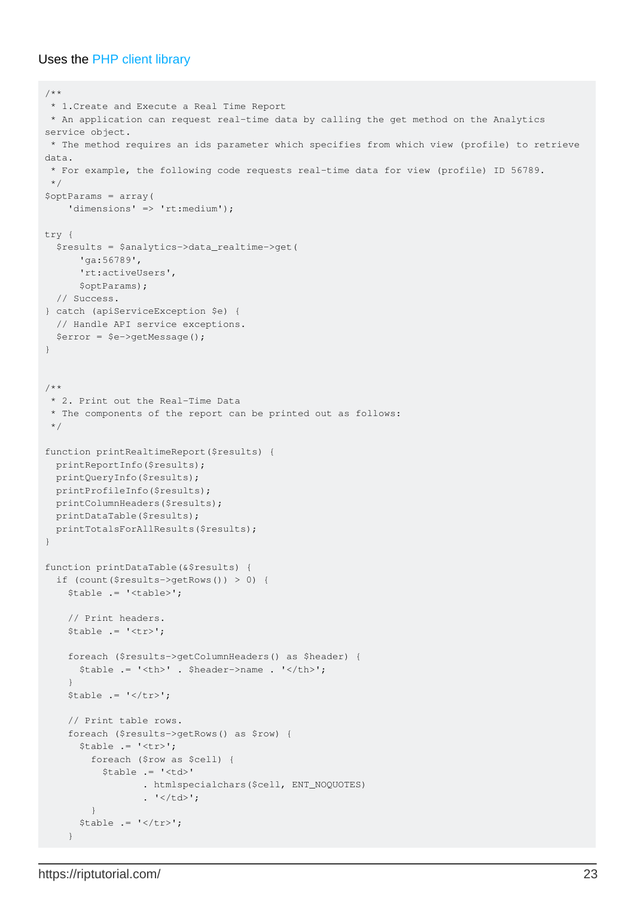Uses the PHP client library

```
/**
 * 1.Create and Execute a Real Time Report
 * An application can request real-time data by calling the get method on the Analytics
service object.
 * The method requires an ids parameter which specifies from which view (profile) to retrieve
data.
 * For example, the following code requests real-time data for view (profile) ID 56789.
 */
$optParams = array(
    'dimensions' => 'rt:medium');

try {
  $results = $analytics->data_realtime->get(
      'ga:56789',
      'rt:activeUsers',
      $optParams);
  // Success.
} catch (apiServiceException $e) {
  // Handle API service exceptions.
  $error = $e->getMessage();
}


/**
 * 2. Print out the Real-Time Data
 * The components of the report can be printed out as follows:
 */

function printRealtimeReport($results) {
  printReportInfo($results);
  printQueryInfo($results);
  printProfileInfo($results);
  printColumnHeaders($results);
  printDataTable($results);
  printTotalsForAllResults($results);
}

function printDataTable(&$results) {
  if (count($results->getRows()) > 0) {
    $table .= '<table>';

    // Print headers.
    $table .= '<tr>';

    foreach ($results->getColumnHeaders() as $header) {
      $table .= '<th>' . $header->name . '</th>';
    }
    $table .= '</tr>';

    // Print table rows.
    foreach ($results->getRows() as $row) {
      $table .= '<tr>';
        foreach ($row as $cell) {
          $table .= '<td>'
                 . htmlspecialchars($cell, ENT_NOQUOTES)
                 . '</td>';
        }
      $table .= '</tr>';
    }
```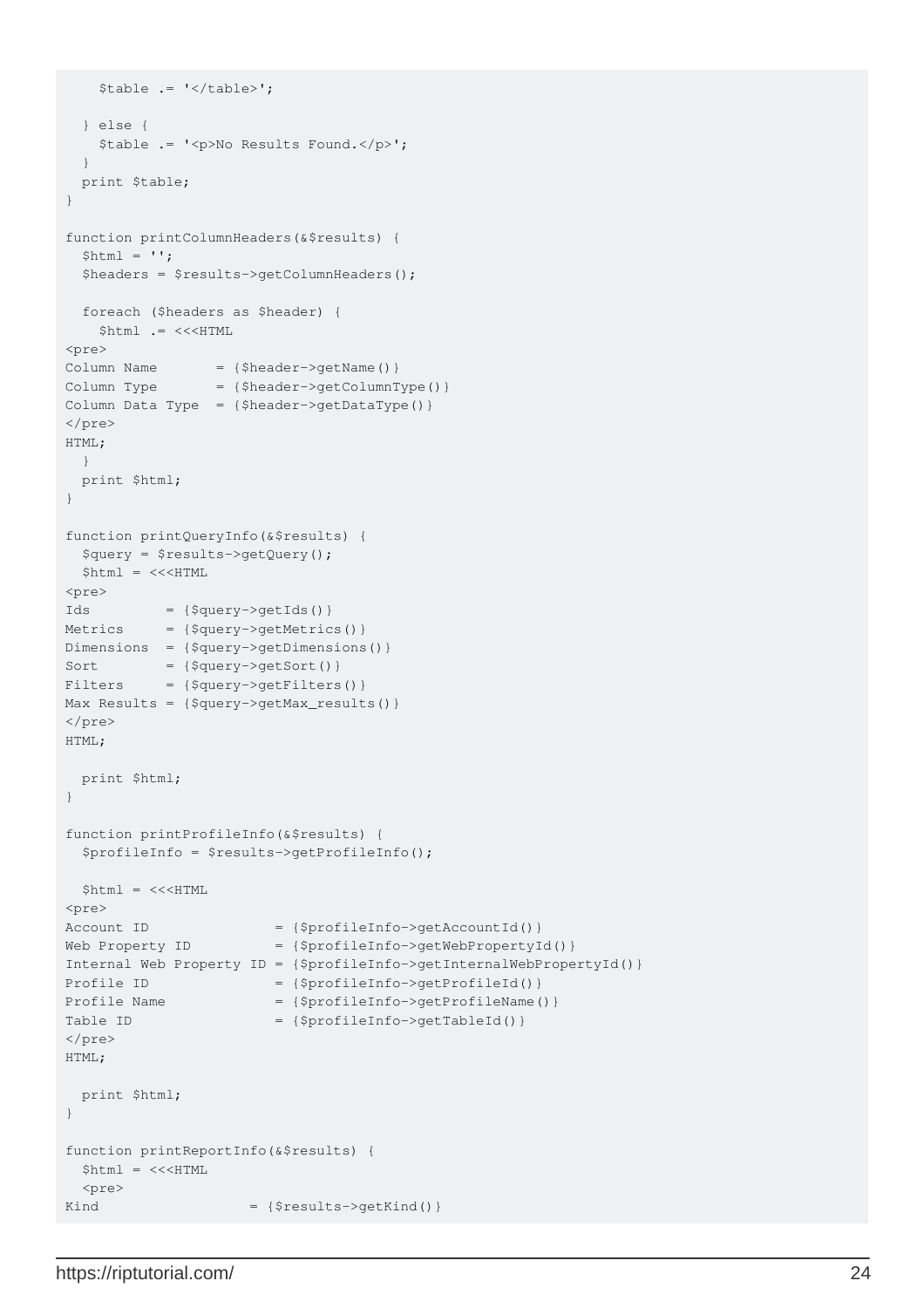```
    $table .= '</table>';

  } else {
    $table .= '<p>No Results Found.</p>';
  }
  print $table;
}

function printColumnHeaders(&$results) {
  $html = '';
  $headers = $results->getColumnHeaders();

  foreach ($headers as $header) {
    $html .= <<<HTML
<pre>
Column Name       = {$header->getName()}
Column Type       = {$header->getColumnType()}
Column Data Type  = {$header->getDataType()}
</pre>
HTML;
  }
  print $html;
}

function printQueryInfo(&$results) {
  $query = $results->getQuery();
  $html = <<<HTML
<pre>
Ids         = {$query->getIds()}
Metrics     = {$query->getMetrics()}
Dimensions  = {$query->getDimensions()}
Sort        = {$query->getSort()}
Filters     = {$query->getFilters()}
Max Results = {$query->getMax_results()}
</pre>
HTML;

  print $html;
}

function printProfileInfo(&$results) {
  $profileInfo = $results->getProfileInfo();

  $html = <<<HTML
<pre>
Account ID               = {$profileInfo->getAccountId()}
Web Property ID          = {$profileInfo->getWebPropertyId()}
Internal Web Property ID = {$profileInfo->getInternalWebPropertyId()}
Profile ID               = {$profileInfo->getProfileId()}
Profile Name             = {$profileInfo->getProfileName()}
Table ID                 = {$profileInfo->getTableId()}
</pre>
HTML;

  print $html;
}

function printReportInfo(&$results) {
  $html = <<<HTML
  <pre>
Kind                  = {$results->getKind()}
```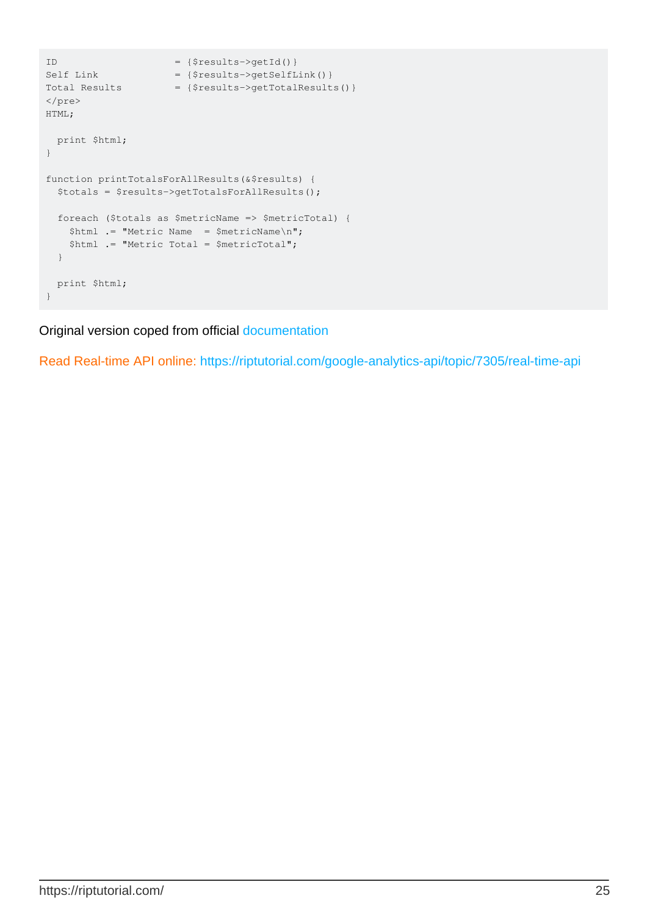```
ID                     = {$results->getId()}
Self Link              = {$results->getSelfLink()}
Total Results          = {$results->getTotalResults()}
</pre>
HTML;

  print $html;
}

function printTotalsForAllResults(&$results) {
  $totals = $results->getTotalsForAllResults();

  foreach ($totals as $metricName => $metricTotal) {
    $html .= "Metric Name  = $metricName\n";
    $html .= "Metric Total = $metricTotal";
  }

  print $html;
}
```

Original version coped from official documentation

Read Real-time API online: https://riptutorial.com/google-analytics-api/topic/7305/real-time-api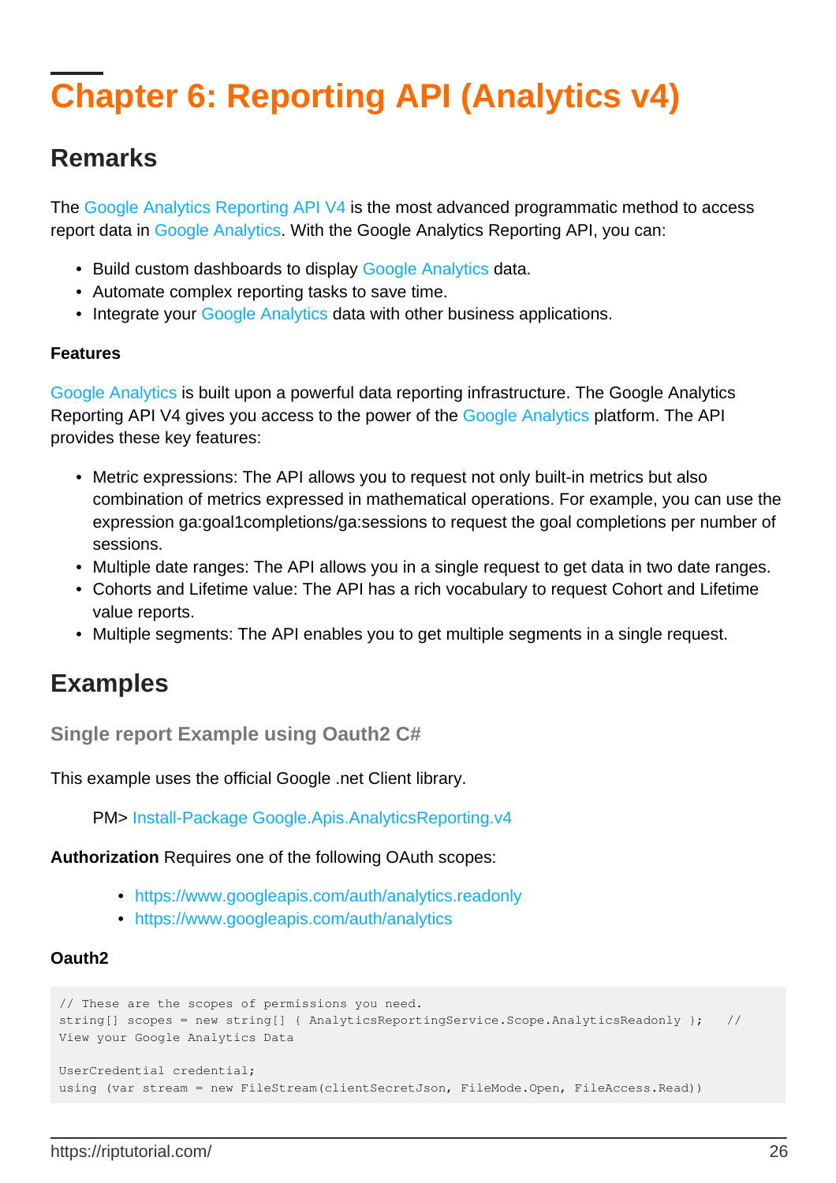# Chapter 6: Reporting API (Analytics v4)

## Remarks

The Google Analytics Reporting API V4 is the most advanced programmatic method to access report data in Google Analytics. With the Google Analytics Reporting API, you can:

- Build custom dashboards to display Google Analytics data.
- Automate complex reporting tasks to save time.
- Integrate your Google Analytics data with other business applications.

**Features**

Google Analytics is built upon a powerful data reporting infrastructure. The Google Analytics Reporting API V4 gives you access to the power of the Google Analytics platform. The API provides these key features:

- Metric expressions: The API allows you to request not only built-in metrics but also combination of metrics expressed in mathematical operations. For example, you can use the expression ga:goal1completions/ga:sessions to request the goal completions per number of sessions.
- Multiple date ranges: The API allows you in a single request to get data in two date ranges.
- Cohorts and Lifetime value: The API has a rich vocabulary to request Cohort and Lifetime value reports.
- Multiple segments: The API enables you to get multiple segments in a single request.

## Examples

### Single report Example using Oauth2 C#

This example uses the official Google .net Client library.

> PM> Install-Package Google.Apis.AnalyticsReporting.v4

**Authorization** Requires one of the following OAuth scopes:

- https://www.googleapis.com/auth/analytics.readonly
- https://www.googleapis.com/auth/analytics

**Oauth2**

```
// These are the scopes of permissions you need.
string[] scopes = new string[] { AnalyticsReportingService.Scope.AnalyticsReadonly };   //
View your Google Analytics Data

UserCredential credential;
using (var stream = new FileStream(clientSecretJson, FileMode.Open, FileAccess.Read))
```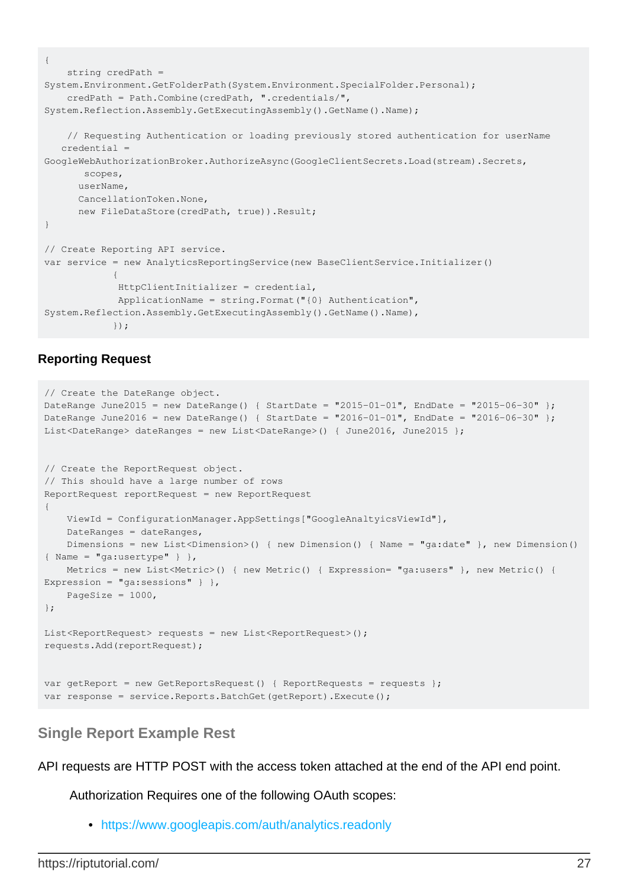```
{
    string credPath =
System.Environment.GetFolderPath(System.Environment.SpecialFolder.Personal);
    credPath = Path.Combine(credPath, ".credentials/",
System.Reflection.Assembly.GetExecutingAssembly().GetName().Name);

    // Requesting Authentication or loading previously stored authentication for userName
   credential =
GoogleWebAuthorizationBroker.AuthorizeAsync(GoogleClientSecrets.Load(stream).Secrets,
       scopes,
      userName,
      CancellationToken.None,
      new FileDataStore(credPath, true)).Result;
}

// Create Reporting API service.
var service = new AnalyticsReportingService(new BaseClientService.Initializer()
            {
             HttpClientInitializer = credential,
             ApplicationName = string.Format("{0} Authentication",
System.Reflection.Assembly.GetExecutingAssembly().GetName().Name),
            });
```

#### Reporting Request

```
// Create the DateRange object.
DateRange June2015 = new DateRange() { StartDate = "2015-01-01", EndDate = "2015-06-30" };
DateRange June2016 = new DateRange() { StartDate = "2016-01-01", EndDate = "2016-06-30" };
List<DateRange> dateRanges = new List<DateRange>() { June2016, June2015 };


// Create the ReportRequest object.
// This should have a large number of rows
ReportRequest reportRequest = new ReportRequest
{
    ViewId = ConfigurationManager.AppSettings["GoogleAnaltyicsViewId"],
    DateRanges = dateRanges,
    Dimensions = new List<Dimension>() { new Dimension() { Name = "ga:date" }, new Dimension()
{ Name = "ga:usertype" } },
    Metrics = new List<Metric>() { new Metric() { Expression= "ga:users" }, new Metric() {
Expression = "ga:sessions" } },
    PageSize = 1000,
};

List<ReportRequest> requests = new List<ReportRequest>();
requests.Add(reportRequest);


var getReport = new GetReportsRequest() { ReportRequests = requests };
var response = service.Reports.BatchGet(getReport).Execute();
```

## Single Report Example Rest

API requests are HTTP POST with the access token attached at the end of the API end point.

Authorization Requires one of the following OAuth scopes:

- https://www.googleapis.com/auth/analytics.readonly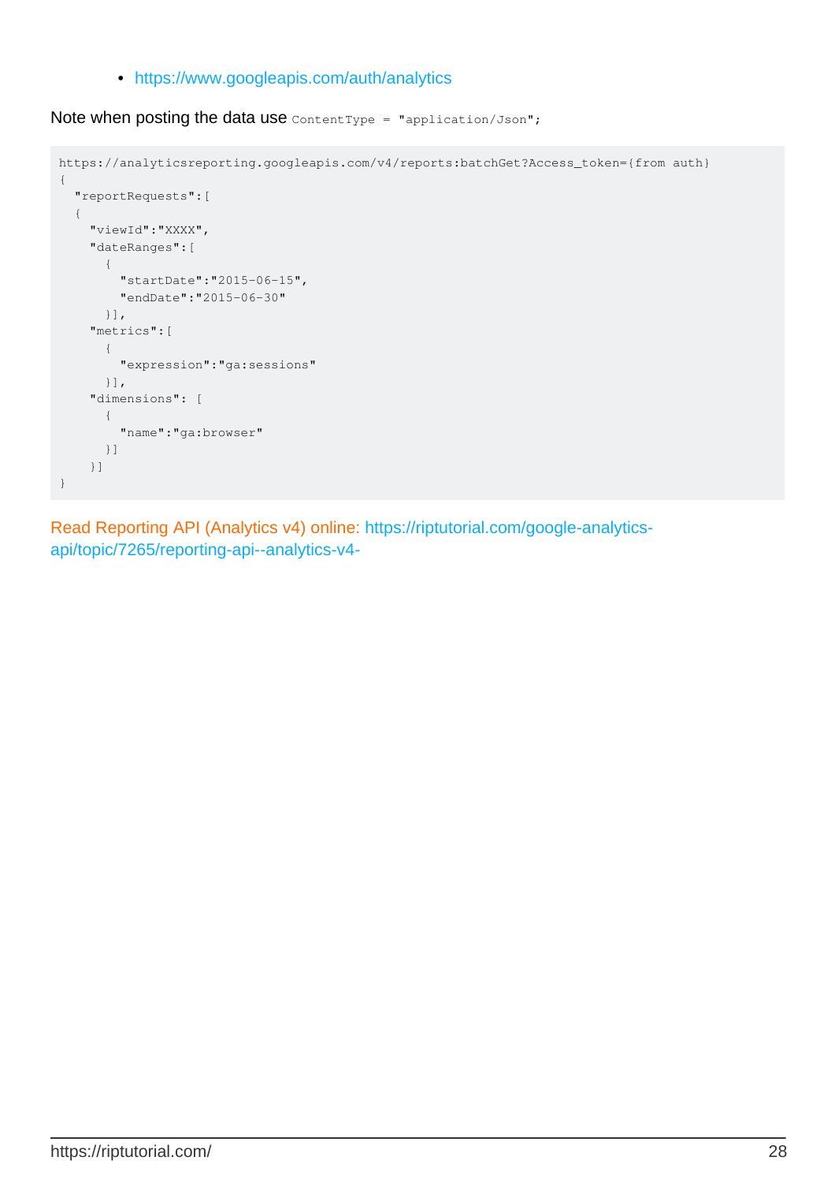- https://www.googleapis.com/auth/analytics

Note when posting the data use `ContentType = "application/Json";`

```
https://analyticsreporting.googleapis.com/v4/reports:batchGet?Access_token={from auth}
{
  "reportRequests":[
  {
    "viewId":"XXXX",
    "dateRanges":[
      {
        "startDate":"2015-06-15",
        "endDate":"2015-06-30"
      }],
    "metrics":[
      {
        "expression":"ga:sessions"
      }],
    "dimensions": [
      {
        "name":"ga:browser"
      }]
    }]
}
```

Read Reporting API (Analytics v4) online: https://riptutorial.com/google-analytics-api/topic/7265/reporting-api--analytics-v4-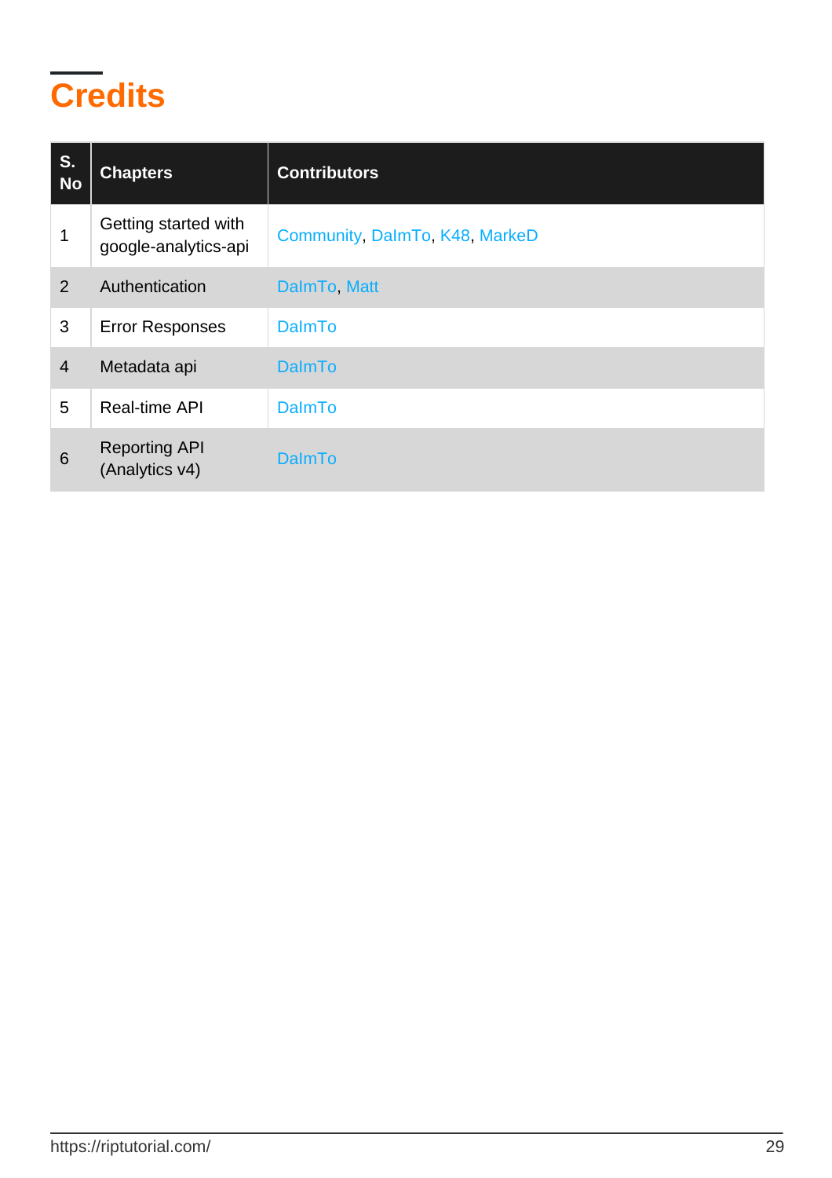# Credits

| S. No | Chapters | Contributors |
| --- | --- | --- |
| 1 | Getting started with google-analytics-api | Community, DalmTo, K48, MarkeD |
| 2 | Authentication | DalmTo, Matt |
| 3 | Error Responses | DalmTo |
| 4 | Metadata api | DalmTo |
| 5 | Real-time API | DalmTo |
| 6 | Reporting API (Analytics v4) | DalmTo |